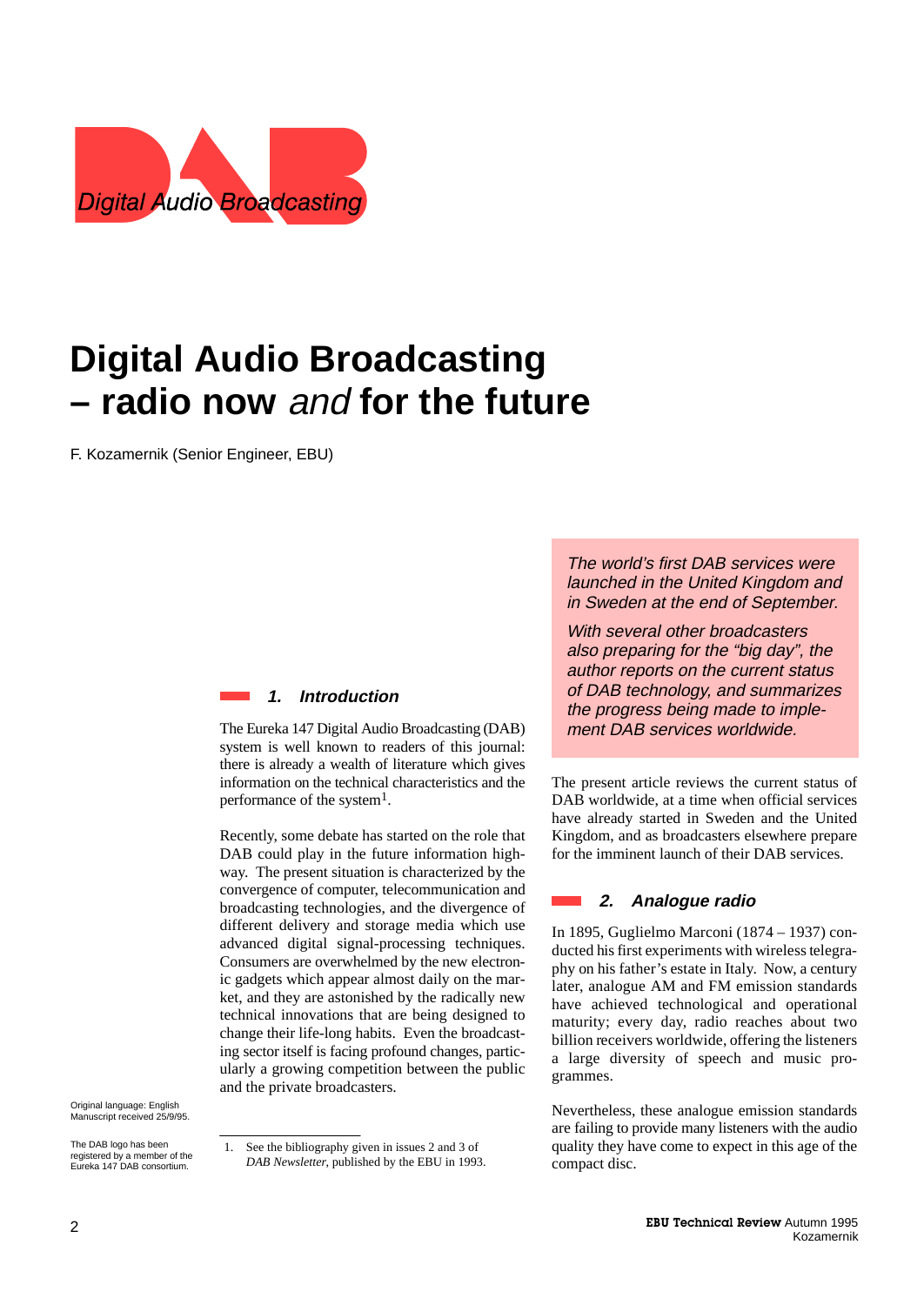Digital Audio Broadcasting

# Digital Audio Broadcasting – radio now *and* for the future

F. Kozamernik (Senior Engineer, EBU)

*The world's first DAB services were launched in the United Kingdom and in Sweden at the end of September.*

*With several other broadcasters also preparing for the "big day", the author reports on the current status of DAB technology, and summarizes the progress being made to implement DAB services worldwide.*

## 1. Introduction

The Eureka 147 Digital Audio Broadcasting (DAB) system is well known to readers of this journal: there is already a wealth of literature which gives information on the technical characteristics and the performance of the system[1].

Recently, some debate has started on the role that DAB could play in the future information highway. The present situation is characterized by the convergence of computer, telecommunication and broadcasting technologies, and the divergence of different delivery and storage media which use advanced digital signal-processing techniques. Consumers are overwhelmed by the new electronic gadgets which appear almost daily on the market, and they are astonished by the radically new technical innovations that are being designed to change their life-long habits. Even the broadcasting sector itself is facing profound changes, particularly a growing competition between the public and the private broadcasters.

The present article reviews the current status of DAB worldwide, at a time when official services have already started in Sweden and the United Kingdom, and as broadcasters elsewhere prepare for the imminent launch of their DAB services.

## 2. Analogue radio

In 1895, Guglielmo Marconi (1874 – 1937) conducted his first experiments with wireless telegraphy on his father's estate in Italy. Now, a century later, analogue AM and FM emission standards have achieved technological and operational maturity; every day, radio reaches about two billion receivers worldwide, offering the listeners a large diversity of speech and music programmes.

Nevertheless, these analogue emission standards are failing to provide many listeners with the audio quality they have come to expect in this age of the compact disc.

Original language: English
Manuscript received 25/9/95.

The DAB logo has been registered by a member of the Eureka 147 DAB consortium.

1. See the bibliography given in issues 2 and 3 of *DAB Newsletter*, published by the EBU in 1993.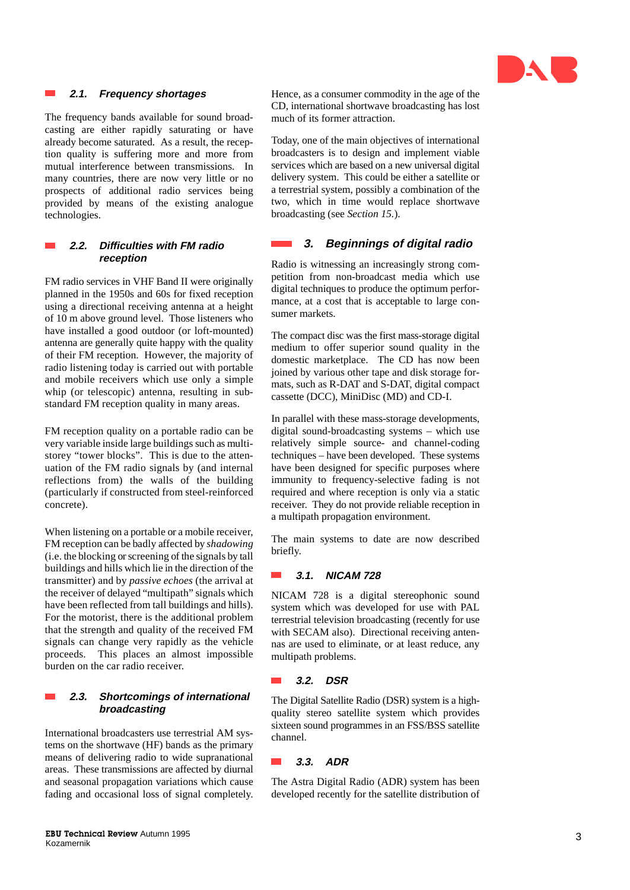### 2.1. Frequency shortages

The frequency bands available for sound broadcasting are either rapidly saturating or have already become saturated. As a result, the reception quality is suffering more and more from mutual interference between transmissions. In many countries, there are now very little or no prospects of additional radio services being provided by means of the existing analogue technologies.

### 2.2. Difficulties with FM radio reception

FM radio services in VHF Band II were originally planned in the 1950s and 60s for fixed reception using a directional receiving antenna at a height of 10 m above ground level. Those listeners who have installed a good outdoor (or loft-mounted) antenna are generally quite happy with the quality of their FM reception. However, the majority of radio listening today is carried out with portable and mobile receivers which use only a simple whip (or telescopic) antenna, resulting in substandard FM reception quality in many areas.

FM reception quality on a portable radio can be very variable inside large buildings such as multistorey "tower blocks". This is due to the attenuation of the FM radio signals by (and internal reflections from) the walls of the building (particularly if constructed from steel-reinforced concrete).

When listening on a portable or a mobile receiver, FM reception can be badly affected by *shadowing* (i.e. the blocking or screening of the signals by tall buildings and hills which lie in the direction of the transmitter) and by *passive echoes* (the arrival at the receiver of delayed "multipath" signals which have been reflected from tall buildings and hills). For the motorist, there is the additional problem that the strength and quality of the received FM signals can change very rapidly as the vehicle proceeds. This places an almost impossible burden on the car radio receiver.

### 2.3. Shortcomings of international broadcasting

International broadcasters use terrestrial AM systems on the shortwave (HF) bands as the primary means of delivering radio to wide supranational areas. These transmissions are affected by diurnal and seasonal propagation variations which cause fading and occasional loss of signal completely. Hence, as a consumer commodity in the age of the CD, international shortwave broadcasting has lost much of its former attraction.

Today, one of the main objectives of international broadcasters is to design and implement viable services which are based on a new universal digital delivery system. This could be either a satellite or a terrestrial system, possibly a combination of the two, which in time would replace shortwave broadcasting (see *Section 15.*).

## 3. Beginnings of digital radio

Radio is witnessing an increasingly strong competition from non-broadcast media which use digital techniques to produce the optimum performance, at a cost that is acceptable to large consumer markets.

The compact disc was the first mass-storage digital medium to offer superior sound quality in the domestic marketplace. The CD has now been joined by various other tape and disk storage formats, such as R-DAT and S-DAT, digital compact cassette (DCC), MiniDisc (MD) and CD-I.

In parallel with these mass-storage developments, digital sound-broadcasting systems – which use relatively simple source- and channel-coding techniques – have been developed. These systems have been designed for specific purposes where immunity to frequency-selective fading is not required and where reception is only via a static receiver. They do not provide reliable reception in a multipath propagation environment.

The main systems to date are now described briefly.

### 3.1. NICAM 728

NICAM 728 is a digital stereophonic sound system which was developed for use with PAL terrestrial television broadcasting (recently for use with SECAM also). Directional receiving antennas are used to eliminate, or at least reduce, any multipath problems.

### 3.2. DSR

The Digital Satellite Radio (DSR) system is a high-quality stereo satellite system which provides sixteen sound programmes in an FSS/BSS satellite channel.

### 3.3. ADR

The Astra Digital Radio (ADR) system has been developed recently for the satellite distribution of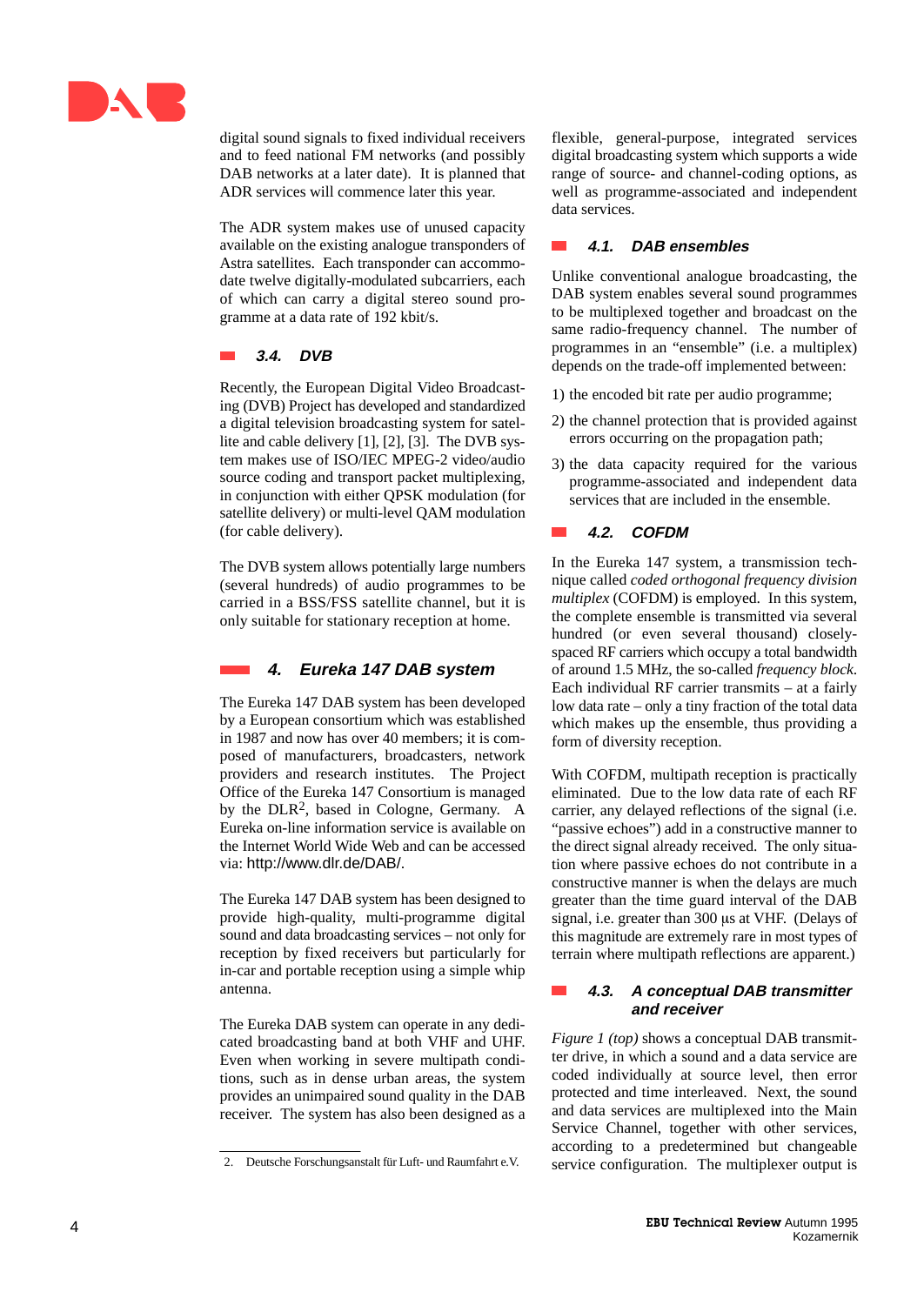digital sound signals to fixed individual receivers and to feed national FM networks (and possibly DAB networks at a later date). It is planned that ADR services will commence later this year.

The ADR system makes use of unused capacity available on the existing analogue transponders of Astra satellites. Each transponder can accommodate twelve digitally-modulated subcarriers, each of which can carry a digital stereo sound programme at a data rate of 192 kbit/s.

### 3.4. DVB

Recently, the European Digital Video Broadcasting (DVB) Project has developed and standardized a digital television broadcasting system for satellite and cable delivery [1], [2], [3]. The DVB system makes use of ISO/IEC MPEG-2 video/audio source coding and transport packet multiplexing, in conjunction with either QPSK modulation (for satellite delivery) or multi-level QAM modulation (for cable delivery).

The DVB system allows potentially large numbers (several hundreds) of audio programmes to be carried in a BSS/FSS satellite channel, but it is only suitable for stationary reception at home.

## 4. Eureka 147 DAB system

The Eureka 147 DAB system has been developed by a European consortium which was established in 1987 and now has over 40 members; it is composed of manufacturers, broadcasters, network providers and research institutes. The Project Office of the Eureka 147 Consortium is managed by the DLR[2], based in Cologne, Germany. A Eureka on-line information service is available on the Internet World Wide Web and can be accessed via: http://www.dlr.de/DAB/.

The Eureka 147 DAB system has been designed to provide high-quality, multi-programme digital sound and data broadcasting services – not only for reception by fixed receivers but particularly for in-car and portable reception using a simple whip antenna.

The Eureka DAB system can operate in any dedicated broadcasting band at both VHF and UHF. Even when working in severe multipath conditions, such as in dense urban areas, the system provides an unimpaired sound quality in the DAB receiver. The system has also been designed as a flexible, general-purpose, integrated services digital broadcasting system which supports a wide range of source- and channel-coding options, as well as programme-associated and independent data services.

### 4.1. DAB ensembles

Unlike conventional analogue broadcasting, the DAB system enables several sound programmes to be multiplexed together and broadcast on the same radio-frequency channel. The number of programmes in an "ensemble" (i.e. a multiplex) depends on the trade-off implemented between:

1) the encoded bit rate per audio programme;

2) the channel protection that is provided against errors occurring on the propagation path;

3) the data capacity required for the various programme-associated and independent data services that are included in the ensemble.

### 4.2. COFDM

In the Eureka 147 system, a transmission technique called *coded orthogonal frequency division multiplex* (COFDM) is employed. In this system, the complete ensemble is transmitted via several hundred (or even several thousand) closely-spaced RF carriers which occupy a total bandwidth of around 1.5 MHz, the so-called *frequency block*. Each individual RF carrier transmits – at a fairly low data rate – only a tiny fraction of the total data which makes up the ensemble, thus providing a form of diversity reception.

With COFDM, multipath reception is practically eliminated. Due to the low data rate of each RF carrier, any delayed reflections of the signal (i.e. "passive echoes") add in a constructive manner to the direct signal already received. The only situation where passive echoes do not contribute in a constructive manner is when the delays are much greater than the time guard interval of the DAB signal, i.e. greater than 300 µs at VHF. (Delays of this magnitude are extremely rare in most types of terrain where multipath reflections are apparent.)

### 4.3. A conceptual DAB transmitter and receiver

*Figure 1 (top)* shows a conceptual DAB transmitter drive, in which a sound and a data service are coded individually at source level, then error protected and time interleaved. Next, the sound and data services are multiplexed into the Main Service Channel, together with other services, according to a predetermined but changeable service configuration. The multiplexer output is

---

2. Deutsche Forschungsanstalt für Luft- und Raumfahrt e.V.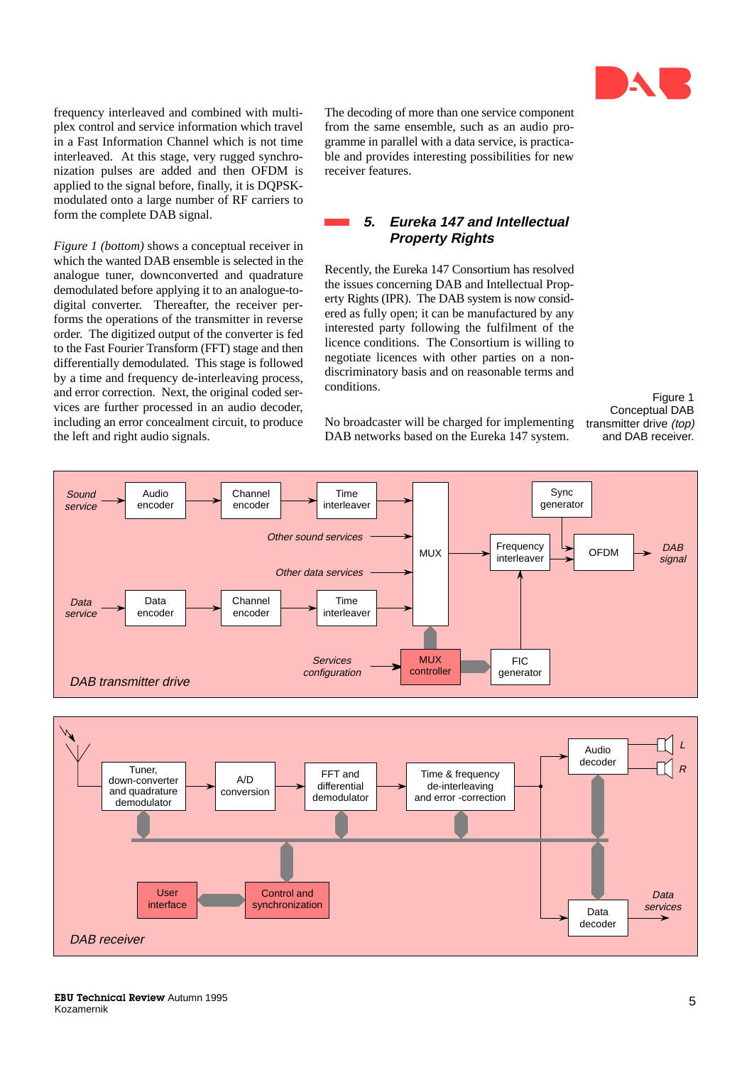frequency interleaved and combined with multiplex control and service information which travel in a Fast Information Channel which is not time interleaved. At this stage, very rugged synchronization pulses are added and then OFDM is applied to the signal before, finally, it is DQPSK-modulated onto a large number of RF carriers to form the complete DAB signal.

*Figure 1 (bottom)* shows a conceptual receiver in which the wanted DAB ensemble is selected in the analogue tuner, downconverted and quadrature demodulated before applying it to an analogue-to-digital converter. Thereafter, the receiver performs the operations of the transmitter in reverse order. The digitized output of the converter is fed to the Fast Fourier Transform (FFT) stage and then differentially demodulated. This stage is followed by a time and frequency de-interleaving process, and error correction. Next, the original coded services are further processed in an audio decoder, including an error concealment circuit, to produce the left and right audio signals.

The decoding of more than one service component from the same ensemble, such as an audio programme in parallel with a data service, is practicable and provides interesting possibilities for new receiver features.

## 5. Eureka 147 and Intellectual Property Rights

Recently, the Eureka 147 Consortium has resolved the issues concerning DAB and Intellectual Property Rights (IPR). The DAB system is now considered as fully open; it can be manufactured by any interested party following the fulfilment of the licence conditions. The Consortium is willing to negotiate licences with other parties on a non-discriminatory basis and on reasonable terms and conditions.

No broadcaster will be charged for implementing DAB networks based on the Eureka 147 system.

Figure 1
Conceptual DAB transmitter drive *(top)* and DAB receiver.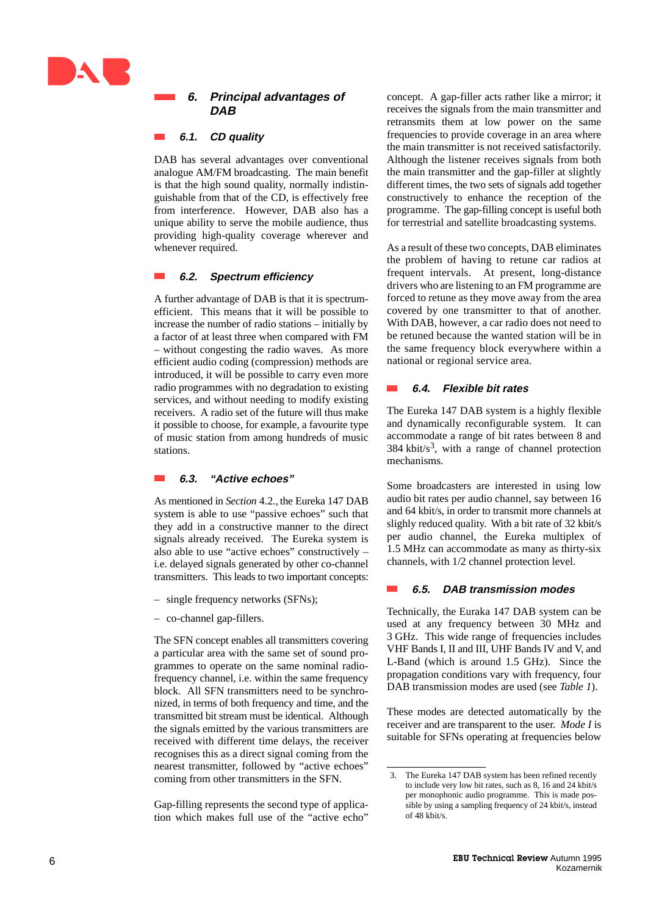## 6. Principal advantages of DAB

### 6.1. CD quality

DAB has several advantages over conventional analogue AM/FM broadcasting. The main benefit is that the high sound quality, normally indistinguishable from that of the CD, is effectively free from interference. However, DAB also has a unique ability to serve the mobile audience, thus providing high-quality coverage wherever and whenever required.

### 6.2. Spectrum efficiency

A further advantage of DAB is that it is spectrum-efficient. This means that it will be possible to increase the number of radio stations – initially by a factor of at least three when compared with FM – without congesting the radio waves. As more efficient audio coding (compression) methods are introduced, it will be possible to carry even more radio programmes with no degradation to existing services, and without needing to modify existing receivers. A radio set of the future will thus make it possible to choose, for example, a favourite type of music station from among hundreds of music stations.

### 6.3. "Active echoes"

As mentioned in *Section* 4.2., the Eureka 147 DAB system is able to use "passive echoes" such that they add in a constructive manner to the direct signals already received. The Eureka system is also able to use "active echoes" constructively – i.e. delayed signals generated by other co-channel transmitters. This leads to two important concepts:

- single frequency networks (SFNs);
- co-channel gap-fillers.

The SFN concept enables all transmitters covering a particular area with the same set of sound programmes to operate on the same nominal radio-frequency channel, i.e. within the same frequency block. All SFN transmitters need to be synchronized, in terms of both frequency and time, and the transmitted bit stream must be identical. Although the signals emitted by the various transmitters are received with different time delays, the receiver recognises this as a direct signal coming from the nearest transmitter, followed by "active echoes" coming from other transmitters in the SFN.

Gap-filling represents the second type of application which makes full use of the "active echo" concept. A gap-filler acts rather like a mirror; it receives the signals from the main transmitter and retransmits them at low power on the same frequencies to provide coverage in an area where the main transmitter is not received satisfactorily. Although the listener receives signals from both the main transmitter and the gap-filler at slightly different times, the two sets of signals add together constructively to enhance the reception of the programme. The gap-filling concept is useful both for terrestrial and satellite broadcasting systems.

As a result of these two concepts, DAB eliminates the problem of having to retune car radios at frequent intervals. At present, long-distance drivers who are listening to an FM programme are forced to retune as they move away from the area covered by one transmitter to that of another. With DAB, however, a car radio does not need to be retuned because the wanted station will be in the same frequency block everywhere within a national or regional service area.

### 6.4. Flexible bit rates

The Eureka 147 DAB system is a highly flexible and dynamically reconfigurable system. It can accommodate a range of bit rates between 8 and 384 kbit/s[3], with a range of channel protection mechanisms.

Some broadcasters are interested in using low audio bit rates per audio channel, say between 16 and 64 kbit/s, in order to transmit more channels at slighly reduced quality. With a bit rate of 32 kbit/s per audio channel, the Eureka multiplex of 1.5 MHz can accommodate as many as thirty-six channels, with 1/2 channel protection level.

### 6.5. DAB transmission modes

Technically, the Euraka 147 DAB system can be used at any frequency between 30 MHz and 3 GHz. This wide range of frequencies includes VHF Bands I, II and III, UHF Bands IV and V, and L-Band (which is around 1.5 GHz). Since the propagation conditions vary with frequency, four DAB transmission modes are used (see *Table 1*).

These modes are detected automatically by the receiver and are transparent to the user. *Mode I* is suitable for SFNs operating at frequencies below

3. The Eureka 147 DAB system has been refined recently to include very low bit rates, such as 8, 16 and 24 kbit/s per monophonic audio programme. This is made possible by using a sampling frequency of 24 kbit/s, instead of 48 kbit/s.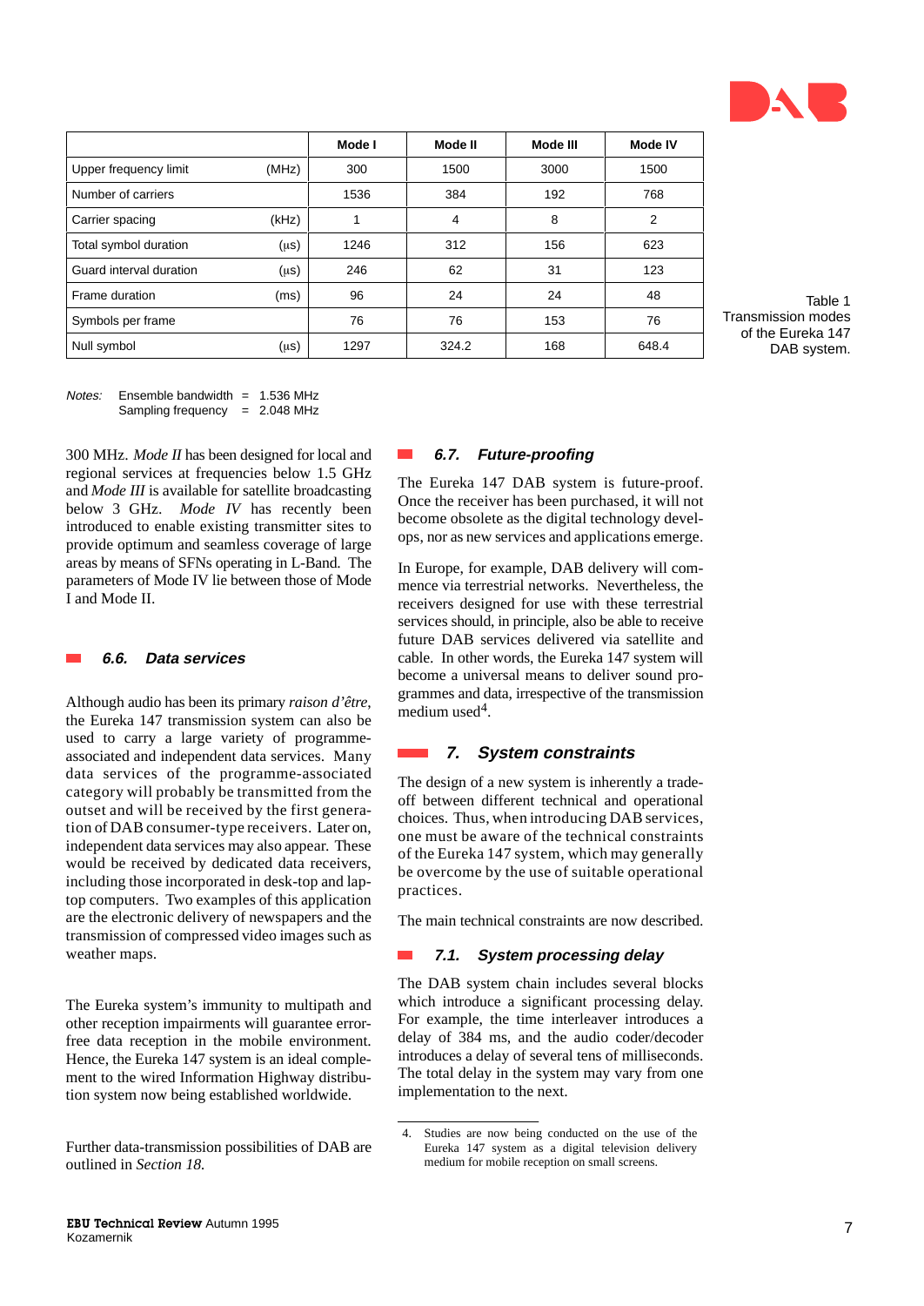|  | Mode I | Mode II | Mode III | Mode IV |
| --- | --- | --- | --- | --- |
| Upper frequency limit (MHz) | 300 | 1500 | 3000 | 1500 |
| Number of carriers | 1536 | 384 | 192 | 768 |
| Carrier spacing (kHz) | 1 | 4 | 8 | 2 |
| Total symbol duration (μs) | 1246 | 312 | 156 | 623 |
| Guard interval duration (μs) | 246 | 62 | 31 | 123 |
| Frame duration (ms) | 96 | 24 | 24 | 48 |
| Symbols per frame | 76 | 76 | 153 | 76 |
| Null symbol (μs) | 1297 | 324.2 | 168 | 648.4 |

Table 1
Transmission modes of the Eureka 147 DAB system.

*Notes:* Ensemble bandwidth = 1.536 MHz
Sampling frequency = 2.048 MHz

300 MHz. *Mode II* has been designed for local and regional services at frequencies below 1.5 GHz and *Mode III* is available for satellite broadcasting below 3 GHz. *Mode IV* has recently been introduced to enable existing transmitter sites to provide optimum and seamless coverage of large areas by means of SFNs operating in L-Band. The parameters of Mode IV lie between those of Mode I and Mode II.

### 6.6. Data services

Although audio has been its primary *raison d'être*, the Eureka 147 transmission system can also be used to carry a large variety of programme-associated and independent data services. Many data services of the programme-associated category will probably be transmitted from the outset and will be received by the first generation of DAB consumer-type receivers. Later on, independent data services may also appear. These would be received by dedicated data receivers, including those incorporated in desk-top and laptop computers. Two examples of this application are the electronic delivery of newspapers and the transmission of compressed video images such as weather maps.

The Eureka system's immunity to multipath and other reception impairments will guarantee error-free data reception in the mobile environment. Hence, the Eureka 147 system is an ideal complement to the wired Information Highway distribution system now being established worldwide.

Further data-transmission possibilities of DAB are outlined in *Section 18.*

### 6.7. Future-proofing

The Eureka 147 DAB system is future-proof. Once the receiver has been purchased, it will not become obsolete as the digital technology develops, nor as new services and applications emerge.

In Europe, for example, DAB delivery will commence via terrestrial networks. Nevertheless, the receivers designed for use with these terrestrial services should, in principle, also be able to receive future DAB services delivered via satellite and cable. In other words, the Eureka 147 system will become a universal means to deliver sound programmes and data, irrespective of the transmission medium used[4].

## 7. System constraints

The design of a new system is inherently a trade-off between different technical and operational choices. Thus, when introducing DAB services, one must be aware of the technical constraints of the Eureka 147 system, which may generally be overcome by the use of suitable operational practices.

The main technical constraints are now described.

### 7.1. System processing delay

The DAB system chain includes several blocks which introduce a significant processing delay. For example, the time interleaver introduces a delay of 384 ms, and the audio coder/decoder introduces a delay of several tens of milliseconds. The total delay in the system may vary from one implementation to the next.

4. Studies are now being conducted on the use of the Eureka 147 system as a digital television delivery medium for mobile reception on small screens.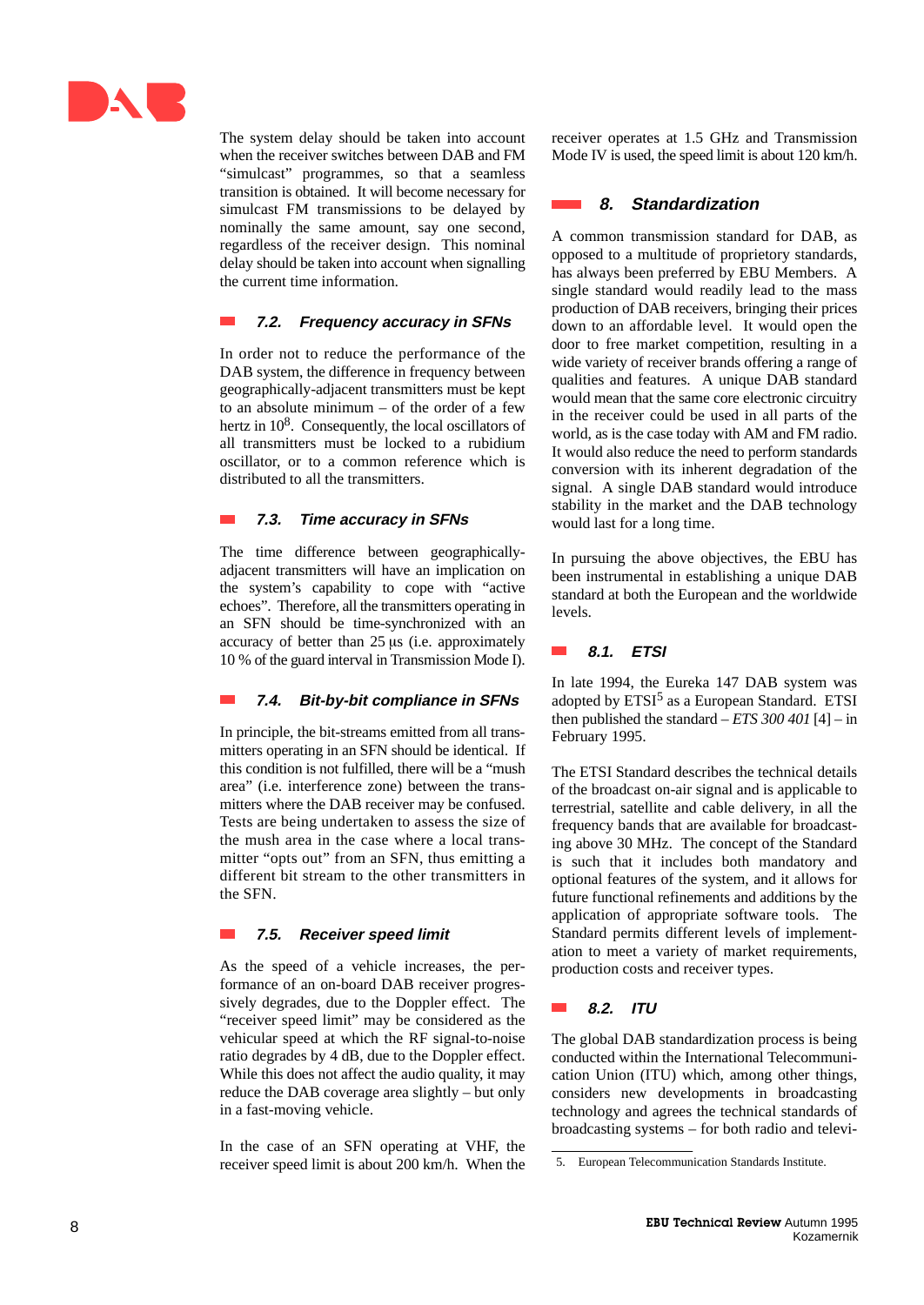The system delay should be taken into account when the receiver switches between DAB and FM "simulcast" programmes, so that a seamless transition is obtained. It will become necessary for simulcast FM transmissions to be delayed by nominally the same amount, say one second, regardless of the receiver design. This nominal delay should be taken into account when signalling the current time information.

### 7.2. Frequency accuracy in SFNs

In order not to reduce the performance of the DAB system, the difference in frequency between geographically-adjacent transmitters must be kept to an absolute minimum – of the order of a few hertz in $10^8$. Consequently, the local oscillators of all transmitters must be locked to a rubidium oscillator, or to a common reference which is distributed to all the transmitters.

### 7.3. Time accuracy in SFNs

The time difference between geographically-adjacent transmitters will have an implication on the system's capability to cope with "active echoes". Therefore, all the transmitters operating in an SFN should be time-synchronized with an accuracy of better than 25 µs (i.e. approximately 10 % of the guard interval in Transmission Mode I).

### 7.4. Bit-by-bit compliance in SFNs

In principle, the bit-streams emitted from all transmitters operating in an SFN should be identical. If this condition is not fulfilled, there will be a "mush area" (i.e. interference zone) between the transmitters where the DAB receiver may be confused. Tests are being undertaken to assess the size of the mush area in the case where a local transmitter "opts out" from an SFN, thus emitting a different bit stream to the other transmitters in the SFN.

### 7.5. Receiver speed limit

As the speed of a vehicle increases, the performance of an on-board DAB receiver progressively degrades, due to the Doppler effect. The "receiver speed limit" may be considered as the vehicular speed at which the RF signal-to-noise ratio degrades by 4 dB, due to the Doppler effect. While this does not affect the audio quality, it may reduce the DAB coverage area slightly – but only in a fast-moving vehicle.

In the case of an SFN operating at VHF, the receiver speed limit is about 200 km/h. When the receiver operates at 1.5 GHz and Transmission Mode IV is used, the speed limit is about 120 km/h.

## 8. Standardization

A common transmission standard for DAB, as opposed to a multitude of proprietory standards, has always been preferred by EBU Members. A single standard would readily lead to the mass production of DAB receivers, bringing their prices down to an affordable level. It would open the door to free market competition, resulting in a wide variety of receiver brands offering a range of qualities and features. A unique DAB standard would mean that the same core electronic circuitry in the receiver could be used in all parts of the world, as is the case today with AM and FM radio. It would also reduce the need to perform standards conversion with its inherent degradation of the signal. A single DAB standard would introduce stability in the market and the DAB technology would last for a long time.

In pursuing the above objectives, the EBU has been instrumental in establishing a unique DAB standard at both the European and the worldwide levels.

### 8.1. ETSI

In late 1994, the Eureka 147 DAB system was adopted by ETSI[5] as a European Standard. ETSI then published the standard – *ETS 300 401* [4] – in February 1995.

The ETSI Standard describes the technical details of the broadcast on-air signal and is applicable to terrestrial, satellite and cable delivery, in all the frequency bands that are available for broadcasting above 30 MHz. The concept of the Standard is such that it includes both mandatory and optional features of the system, and it allows for future functional refinements and additions by the application of appropriate software tools. The Standard permits different levels of implementation to meet a variety of market requirements, production costs and receiver types.

### 8.2. ITU

The global DAB standardization process is being conducted within the International Telecommunication Union (ITU) which, among other things, considers new developments in broadcasting technology and agrees the technical standards of broadcasting systems – for both radio and televi-

5. European Telecommunication Standards Institute.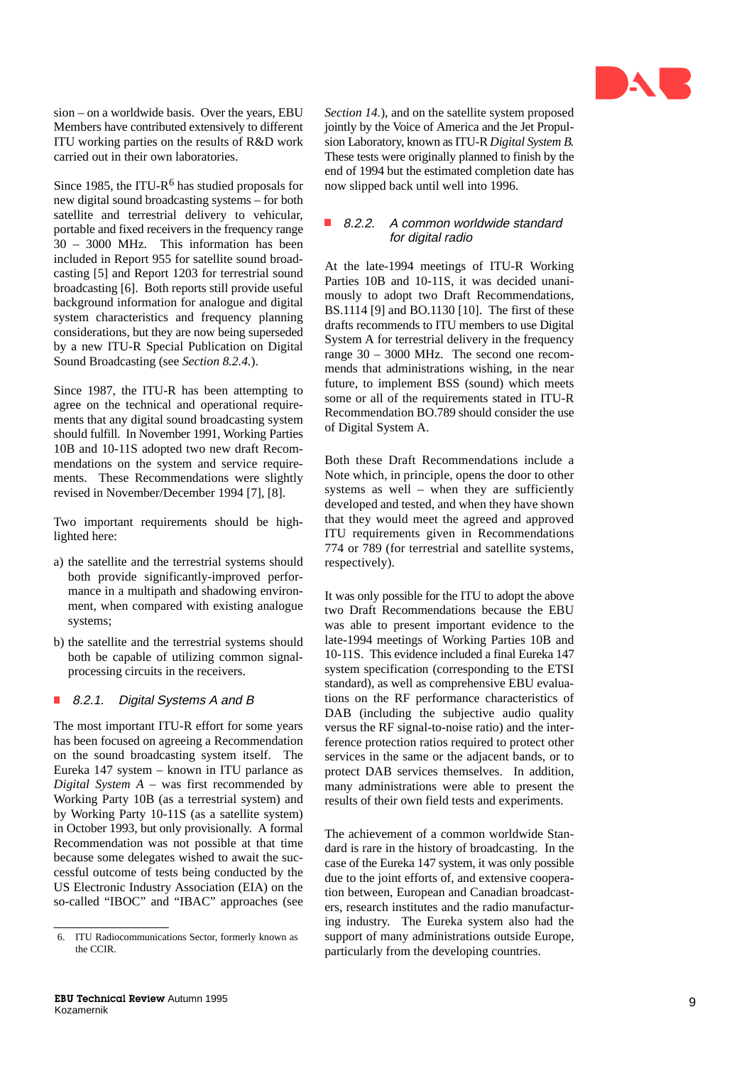sion – on a worldwide basis. Over the years, EBU Members have contributed extensively to different ITU working parties on the results of R&D work carried out in their own laboratories.

Since 1985, the ITU-R[6] has studied proposals for new digital sound broadcasting systems – for both satellite and terrestrial delivery to vehicular, portable and fixed receivers in the frequency range 30 – 3000 MHz. This information has been included in Report 955 for satellite sound broadcasting [5] and Report 1203 for terrestrial sound broadcasting [6]. Both reports still provide useful background information for analogue and digital system characteristics and frequency planning considerations, but they are now being superseded by a new ITU-R Special Publication on Digital Sound Broadcasting (see *Section 8.2.4.*).

Since 1987, the ITU-R has been attempting to agree on the technical and operational requirements that any digital sound broadcasting system should fulfill. In November 1991, Working Parties 10B and 10-11S adopted two new draft Recommendations on the system and service requirements. These Recommendations were slightly revised in November/December 1994 [7], [8].

Two important requirements should be highlighted here:

a) the satellite and the terrestrial systems should both provide significantly-improved performance in a multipath and shadowing environment, when compared with existing analogue systems;

b) the satellite and the terrestrial systems should both be capable of utilizing common signal-processing circuits in the receivers.

### 8.2.1. Digital Systems A and B

The most important ITU-R effort for some years has been focused on agreeing a Recommendation on the sound broadcasting system itself. The Eureka 147 system – known in ITU parlance as *Digital System A* – was first recommended by Working Party 10B (as a terrestrial system) and by Working Party 10-11S (as a satellite system) in October 1993, but only provisionally. A formal Recommendation was not possible at that time because some delegates wished to await the successful outcome of tests being conducted by the US Electronic Industry Association (EIA) on the so-called “IBOC” and “IBAC” approaches (see *Section 14.*), and on the satellite system proposed jointly by the Voice of America and the Jet Propulsion Laboratory, known as ITU-R *Digital System B*. These tests were originally planned to finish by the end of 1994 but the estimated completion date has now slipped back until well into 1996.

### 8.2.2. A common worldwide standard for digital radio

At the late-1994 meetings of ITU-R Working Parties 10B and 10-11S, it was decided unanimously to adopt two Draft Recommendations, BS.1114 [9] and BO.1130 [10]. The first of these drafts recommends to ITU members to use Digital System A for terrestrial delivery in the frequency range 30 – 3000 MHz. The second one recommends that administrations wishing, in the near future, to implement BSS (sound) which meets some or all of the requirements stated in ITU-R Recommendation BO.789 should consider the use of Digital System A.

Both these Draft Recommendations include a Note which, in principle, opens the door to other systems as well – when they are sufficiently developed and tested, and when they have shown that they would meet the agreed and approved ITU requirements given in Recommendations 774 or 789 (for terrestrial and satellite systems, respectively).

It was only possible for the ITU to adopt the above two Draft Recommendations because the EBU was able to present important evidence to the late-1994 meetings of Working Parties 10B and 10-11S. This evidence included a final Eureka 147 system specification (corresponding to the ETSI standard), as well as comprehensive EBU evaluations on the RF performance characteristics of DAB (including the subjective audio quality versus the RF signal-to-noise ratio) and the interference protection ratios required to protect other services in the same or the adjacent bands, or to protect DAB services themselves. In addition, many administrations were able to present the results of their own field tests and experiments.

The achievement of a common worldwide Standard is rare in the history of broadcasting. In the case of the Eureka 147 system, it was only possible due to the joint efforts of, and extensive cooperation between, European and Canadian broadcasters, research institutes and the radio manufacturing industry. The Eureka system also had the support of many administrations outside Europe, particularly from the developing countries.

---

6. ITU Radiocommunications Sector, formerly known as the CCIR.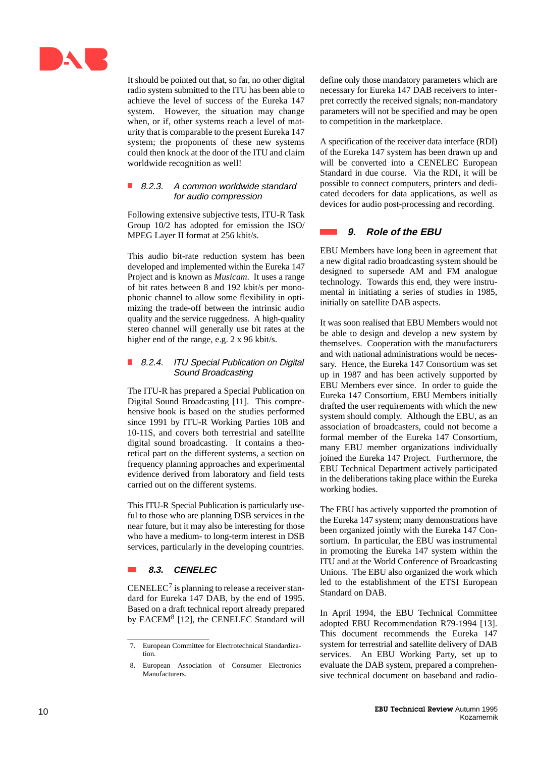It should be pointed out that, so far, no other digital radio system submitted to the ITU has been able to achieve the level of success of the Eureka 147 system. However, the situation may change when, or if, other systems reach a level of maturity that is comparable to the present Eureka 147 system; the proponents of these new systems could then knock at the door of the ITU and claim worldwide recognition as well!

#### 8.2.3. A common worldwide standard for audio compression

Following extensive subjective tests, ITU-R Task Group 10/2 has adopted for emission the ISO/MPEG Layer II format at 256 kbit/s.

This audio bit-rate reduction system has been developed and implemented within the Eureka 147 Project and is known as *Musicam*. It uses a range of bit rates between 8 and 192 kbit/s per monophonic channel to allow some flexibility in optimizing the trade-off between the intrinsic audio quality and the service ruggedness. A high-quality stereo channel will generally use bit rates at the higher end of the range, e.g. 2 x 96 kbit/s.

#### 8.2.4. ITU Special Publication on Digital Sound Broadcasting

The ITU-R has prepared a Special Publication on Digital Sound Broadcasting [11]. This comprehensive book is based on the studies performed since 1991 by ITU-R Working Parties 10B and 10-11S, and covers both terrestrial and satellite digital sound broadcasting. It contains a theoretical part on the different systems, a section on frequency planning approaches and experimental evidence derived from laboratory and field tests carried out on the different systems.

This ITU-R Special Publication is particularly useful to those who are planning DSB services in the near future, but it may also be interesting for those who have a medium- to long-term interest in DSB services, particularly in the developing countries.

### 8.3. CENELEC

CENELEC[7] is planning to release a receiver standard for Eureka 147 DAB, by the end of 1995. Based on a draft technical report already prepared by EACEM[8] [12], the CENELEC Standard will define only those mandatory parameters which are necessary for Eureka 147 DAB receivers to interpret correctly the received signals; non-mandatory parameters will not be specified and may be open to competition in the marketplace.

A specification of the receiver data interface (RDI) of the Eureka 147 system has been drawn up and will be converted into a CENELEC European Standard in due course. Via the RDI, it will be possible to connect computers, printers and dedicated decoders for data applications, as well as devices for audio post-processing and recording.

## 9. Role of the EBU

EBU Members have long been in agreement that a new digital radio broadcasting system should be designed to supersede AM and FM analogue technology. Towards this end, they were instrumental in initiating a series of studies in 1985, initially on satellite DAB aspects.

It was soon realised that EBU Members would not be able to design and develop a new system by themselves. Cooperation with the manufacturers and with national administrations would be necessary. Hence, the Eureka 147 Consortium was set up in 1987 and has been actively supported by EBU Members ever since. In order to guide the Eureka 147 Consortium, EBU Members initially drafted the user requirements with which the new system should comply. Although the EBU, as an association of broadcasters, could not become a formal member of the Eureka 147 Consortium, many EBU member organizations individually joined the Eureka 147 Project. Furthermore, the EBU Technical Department actively participated in the deliberations taking place within the Eureka working bodies.

The EBU has actively supported the promotion of the Eureka 147 system; many demonstrations have been organized jointly with the Eureka 147 Consortium. In particular, the EBU was instrumental in promoting the Eureka 147 system within the ITU and at the World Conference of Broadcasting Unions. The EBU also organized the work which led to the establishment of the ETSI European Standard on DAB.

In April 1994, the EBU Technical Committee adopted EBU Recommendation R79-1994 [13]. This document recommends the Eureka 147 system for terrestrial and satellite delivery of DAB services. An EBU Working Party, set up to evaluate the DAB system, prepared a comprehensive technical document on baseband and radio-

---

7. European Committee for Electrotechnical Standardization.

8. European Association of Consumer Electronics Manufacturers.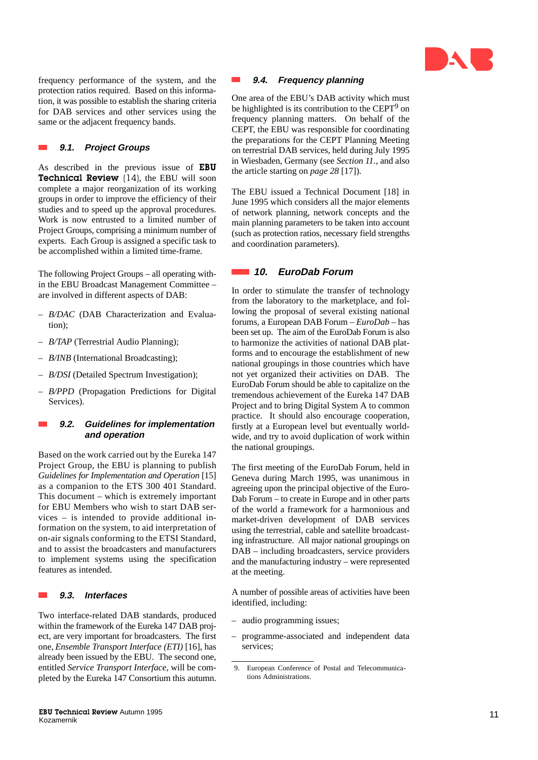frequency performance of the system, and the protection ratios required. Based on this information, it was possible to establish the sharing criteria for DAB services and other services using the same or the adjacent frequency bands.

### 9.1. Project Groups

As described in the previous issue of **EBU Technical Review** [14], the EBU will soon complete a major reorganization of its working groups in order to improve the efficiency of their studies and to speed up the approval procedures. Work is now entrusted to a limited number of Project Groups, comprising a minimum number of experts. Each Group is assigned a specific task to be accomplished within a limited time-frame.

The following Project Groups – all operating within the EBU Broadcast Management Committee – are involved in different aspects of DAB:

- *B/DAC* (DAB Characterization and Evaluation);
- *B/TAP* (Terrestrial Audio Planning);
- *B/INB* (International Broadcasting);
- *B/DSI* (Detailed Spectrum Investigation);
- *B/PPD* (Propagation Predictions for Digital Services).

### 9.2. Guidelines for implementation and operation

Based on the work carried out by the Eureka 147 Project Group, the EBU is planning to publish *Guidelines for Implementation and Operation* [15] as a companion to the ETS 300 401 Standard. This document – which is extremely important for EBU Members who wish to start DAB services – is intended to provide additional information on the system, to aid interpretation of on-air signals conforming to the ETSI Standard, and to assist the broadcasters and manufacturers to implement systems using the specification features as intended.

### 9.3. Interfaces

Two interface-related DAB standards, produced within the framework of the Eureka 147 DAB project, are very important for broadcasters. The first one, *Ensemble Transport Interface (ETI)* [16], has already been issued by the EBU. The second one, entitled *Service Transport Interface*, will be completed by the Eureka 147 Consortium this autumn.

### 9.4. Frequency planning

One area of the EBU's DAB activity which must be highlighted is its contribution to the CEPT[9] on frequency planning matters. On behalf of the CEPT, the EBU was responsible for coordinating the preparations for the CEPT Planning Meeting on terrestrial DAB services, held during July 1995 in Wiesbaden, Germany (see *Section 11.*, and also the article starting on *page 28* [17]).

The EBU issued a Technical Document [18] in June 1995 which considers all the major elements of network planning, network concepts and the main planning parameters to be taken into account (such as protection ratios, necessary field strengths and coordination parameters).

## 10. EuroDab Forum

In order to stimulate the transfer of technology from the laboratory to the marketplace, and following the proposal of several existing national forums, a European DAB Forum – *EuroDab* – has been set up. The aim of the EuroDab Forum is also to harmonize the activities of national DAB platforms and to encourage the establishment of new national groupings in those countries which have not yet organized their activities on DAB. The EuroDab Forum should be able to capitalize on the tremendous achievement of the Eureka 147 DAB Project and to bring Digital System A to common practice. It should also encourage cooperation, firstly at a European level but eventually worldwide, and try to avoid duplication of work within the national groupings.

The first meeting of the EuroDab Forum, held in Geneva during March 1995, was unanimous in agreeing upon the principal objective of the EuroDab Forum – to create in Europe and in other parts of the world a framework for a harmonious and market-driven development of DAB services using the terrestrial, cable and satellite broadcasting infrastructure. All major national groupings on DAB – including broadcasters, service providers and the manufacturing industry – were represented at the meeting.

A number of possible areas of activities have been identified, including:

- audio programming issues;
- programme-associated and independent data services;

---

9. European Conference of Postal and Telecommunications Administrations.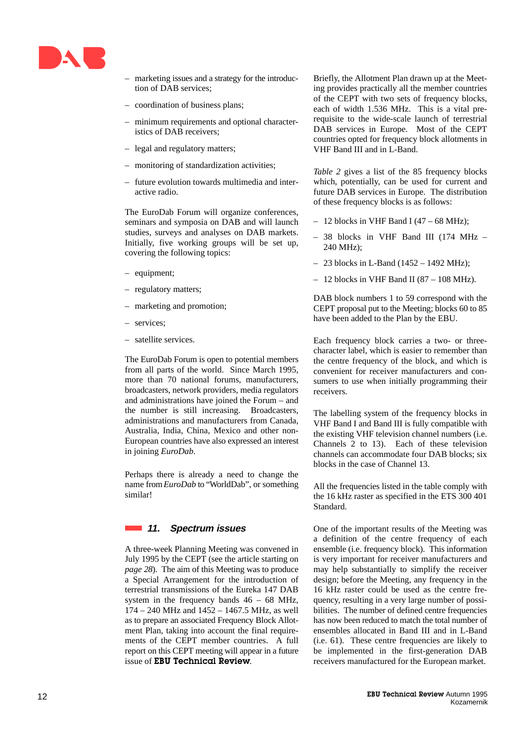– marketing issues and a strategy for the introduction of DAB services;

– coordination of business plans;

– minimum requirements and optional characteristics of DAB receivers;

– legal and regulatory matters;

– monitoring of standardization activities;

– future evolution towards multimedia and interactive radio.

The EuroDab Forum will organize conferences, seminars and symposia on DAB and will launch studies, surveys and analyses on DAB markets. Initially, five working groups will be set up, covering the following topics:

– equipment;

– regulatory matters;

– marketing and promotion;

– services;

– satellite services.

The EuroDab Forum is open to potential members from all parts of the world. Since March 1995, more than 70 national forums, manufacturers, broadcasters, network providers, media regulators and administrations have joined the Forum – and the number is still increasing. Broadcasters, administrations and manufacturers from Canada, Australia, India, China, Mexico and other non-European countries have also expressed an interest in joining *EuroDab*.

Perhaps there is already a need to change the name from *EuroDab* to "WorldDab", or something similar!

## 11. Spectrum issues

A three-week Planning Meeting was convened in July 1995 by the CEPT (see the article starting on *page 28*). The aim of this Meeting was to produce a Special Arrangement for the introduction of terrestrial transmissions of the Eureka 147 DAB system in the frequency bands 46 – 68 MHz, 174 – 240 MHz and 1452 – 1467.5 MHz, as well as to prepare an associated Frequency Block Allotment Plan, taking into account the final requirements of the CEPT member countries. A full report on this CEPT meeting will appear in a future issue of **EBU Technical Review**.

Briefly, the Allotment Plan drawn up at the Meeting provides practically all the member countries of the CEPT with two sets of frequency blocks, each of width 1.536 MHz. This is a vital prerequisite to the wide-scale launch of terrestrial DAB services in Europe. Most of the CEPT countries opted for frequency block allotments in VHF Band III and in L-Band.

*Table 2* gives a list of the 85 frequency blocks which, potentially, can be used for current and future DAB services in Europe. The distribution of these frequency blocks is as follows:

– 12 blocks in VHF Band I (47 – 68 MHz);

– 38 blocks in VHF Band III (174 MHz – 240 MHz);

– 23 blocks in L-Band (1452 – 1492 MHz);

– 12 blocks in VHF Band II (87 – 108 MHz).

DAB block numbers 1 to 59 correspond with the CEPT proposal put to the Meeting; blocks 60 to 85 have been added to the Plan by the EBU.

Each frequency block carries a two- or three-character label, which is easier to remember than the centre frequency of the block, and which is convenient for receiver manufacturers and consumers to use when initially programming their receivers.

The labelling system of the frequency blocks in VHF Band I and Band III is fully compatible with the existing VHF television channel numbers (i.e. Channels 2 to 13). Each of these television channels can accommodate four DAB blocks; six blocks in the case of Channel 13.

All the frequencies listed in the table comply with the 16 kHz raster as specified in the ETS 300 401 Standard.

One of the important results of the Meeting was a definition of the centre frequency of each ensemble (i.e. frequency block). This information is very important for receiver manufacturers and may help substantially to simplify the receiver design; before the Meeting, any frequency in the 16 kHz raster could be used as the centre frequency, resulting in a very large number of possibilities. The number of defined centre frequencies has now been reduced to match the total number of ensembles allocated in Band III and in L-Band (i.e. 61). These centre frequencies are likely to be implemented in the first-generation DAB receivers manufactured for the European market.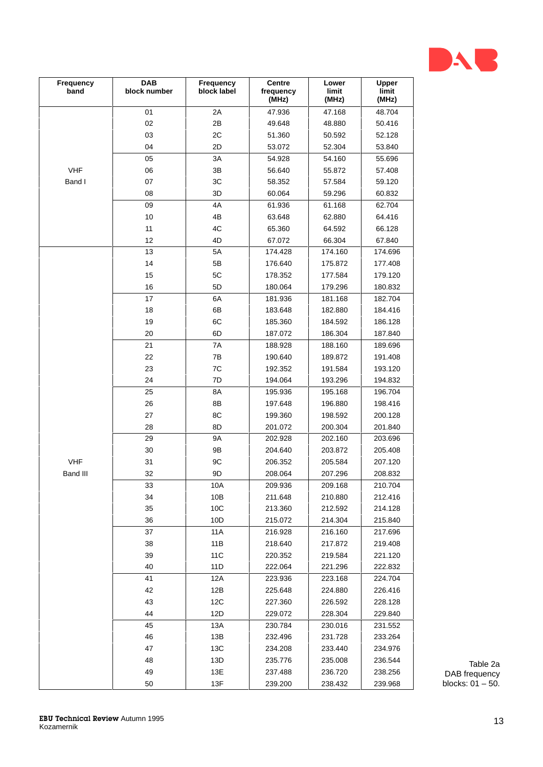| Frequency band | DAB block number | Frequency block label | Centre frequency (MHz) | Lower limit (MHz) | Upper limit (MHz) |
|---|---|---|---|---|---|
| VHF Band I | 01 | 2A | 47.936 | 47.168 | 48.704 |
| | 02 | 2B | 49.648 | 48.880 | 50.416 |
| | 03 | 2C | 51.360 | 50.592 | 52.128 |
| | 04 | 2D | 53.072 | 52.304 | 53.840 |
| | 05 | 3A | 54.928 | 54.160 | 55.696 |
| | 06 | 3B | 56.640 | 55.872 | 57.408 |
| | 07 | 3C | 58.352 | 57.584 | 59.120 |
| | 08 | 3D | 60.064 | 59.296 | 60.832 |
| | 09 | 4A | 61.936 | 61.168 | 62.704 |
| | 10 | 4B | 63.648 | 62.880 | 64.416 |
| | 11 | 4C | 65.360 | 64.592 | 66.128 |
| | 12 | 4D | 67.072 | 66.304 | 67.840 |
| VHF Band III | 13 | 5A | 174.428 | 174.160 | 174.696 |
| | 14 | 5B | 176.640 | 175.872 | 177.408 |
| | 15 | 5C | 178.352 | 177.584 | 179.120 |
| | 16 | 5D | 180.064 | 179.296 | 180.832 |
| | 17 | 6A | 181.936 | 181.168 | 182.704 |
| | 18 | 6B | 183.648 | 182.880 | 184.416 |
| | 19 | 6C | 185.360 | 184.592 | 186.128 |
| | 20 | 6D | 187.072 | 186.304 | 187.840 |
| | 21 | 7A | 188.928 | 188.160 | 189.696 |
| | 22 | 7B | 190.640 | 189.872 | 191.408 |
| | 23 | 7C | 192.352 | 191.584 | 193.120 |
| | 24 | 7D | 194.064 | 193.296 | 194.832 |
| | 25 | 8A | 195.936 | 195.168 | 196.704 |
| | 26 | 8B | 197.648 | 196.880 | 198.416 |
| | 27 | 8C | 199.360 | 198.592 | 200.128 |
| | 28 | 8D | 201.072 | 200.304 | 201.840 |
| | 29 | 9A | 202.928 | 202.160 | 203.696 |
| | 30 | 9B | 204.640 | 203.872 | 205.408 |
| | 31 | 9C | 206.352 | 205.584 | 207.120 |
| | 32 | 9D | 208.064 | 207.296 | 208.832 |
| | 33 | 10A | 209.936 | 209.168 | 210.704 |
| | 34 | 10B | 211.648 | 210.880 | 212.416 |
| | 35 | 10C | 213.360 | 212.592 | 214.128 |
| | 36 | 10D | 215.072 | 214.304 | 215.840 |
| | 37 | 11A | 216.928 | 216.160 | 217.696 |
| | 38 | 11B | 218.640 | 217.872 | 219.408 |
| | 39 | 11C | 220.352 | 219.584 | 221.120 |
| | 40 | 11D | 222.064 | 221.296 | 222.832 |
| | 41 | 12A | 223.936 | 223.168 | 224.704 |
| | 42 | 12B | 225.648 | 224.880 | 226.416 |
| | 43 | 12C | 227.360 | 226.592 | 228.128 |
| | 44 | 12D | 229.072 | 228.304 | 229.840 |
| | 45 | 13A | 230.784 | 230.016 | 231.552 |
| | 46 | 13B | 232.496 | 231.728 | 233.264 |
| | 47 | 13C | 234.208 | 233.440 | 234.976 |
| | 48 | 13D | 235.776 | 235.008 | 236.544 |
| | 49 | 13E | 237.488 | 236.720 | 238.256 |
| | 50 | 13F | 239.200 | 238.432 | 239.968 |

Table 2a
DAB frequency blocks: 01 – 50.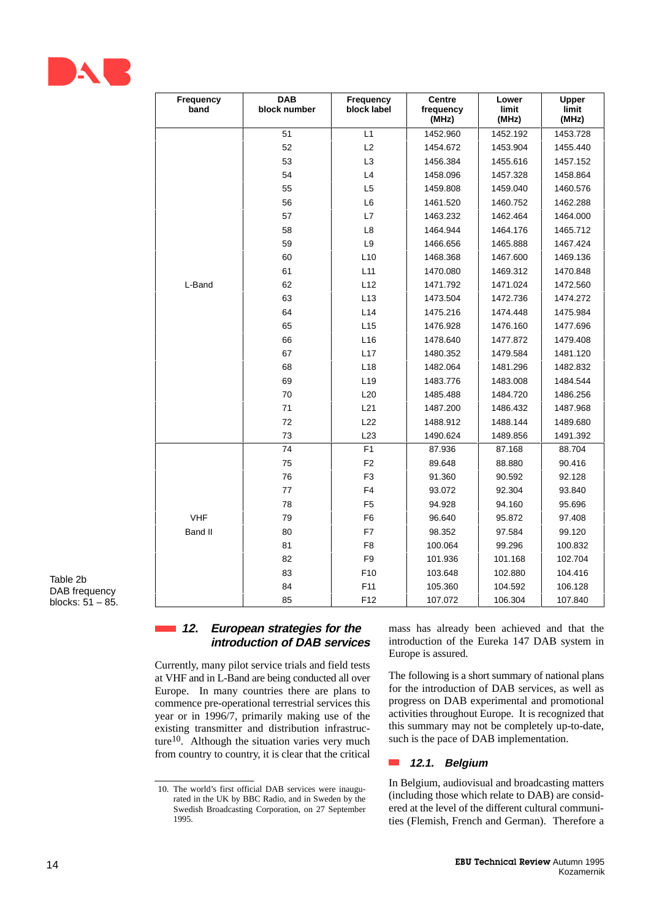| Frequency band | DAB block number | Frequency block label | Centre frequency (MHz) | Lower limit (MHz) | Upper limit (MHz) |
|---|---|---|---|---|---|
| L-Band | 51 | L1 | 1452.960 | 1452.192 | 1453.728 |
| | 52 | L2 | 1454.672 | 1453.904 | 1455.440 |
| | 53 | L3 | 1456.384 | 1455.616 | 1457.152 |
| | 54 | L4 | 1458.096 | 1457.328 | 1458.864 |
| | 55 | L5 | 1459.808 | 1459.040 | 1460.576 |
| | 56 | L6 | 1461.520 | 1460.752 | 1462.288 |
| | 57 | L7 | 1463.232 | 1462.464 | 1464.000 |
| | 58 | L8 | 1464.944 | 1464.176 | 1465.712 |
| | 59 | L9 | 1466.656 | 1465.888 | 1467.424 |
| | 60 | L10 | 1468.368 | 1467.600 | 1469.136 |
| | 61 | L11 | 1470.080 | 1469.312 | 1470.848 |
| | 62 | L12 | 1471.792 | 1471.024 | 1472.560 |
| | 63 | L13 | 1473.504 | 1472.736 | 1474.272 |
| | 64 | L14 | 1475.216 | 1474.448 | 1475.984 |
| | 65 | L15 | 1476.928 | 1476.160 | 1477.696 |
| | 66 | L16 | 1478.640 | 1477.872 | 1479.408 |
| | 67 | L17 | 1480.352 | 1479.584 | 1481.120 |
| | 68 | L18 | 1482.064 | 1481.296 | 1482.832 |
| | 69 | L19 | 1483.776 | 1483.008 | 1484.544 |
| | 70 | L20 | 1485.488 | 1484.720 | 1486.256 |
| | 71 | L21 | 1487.200 | 1486.432 | 1487.968 |
| | 72 | L22 | 1488.912 | 1488.144 | 1489.680 |
| | 73 | L23 | 1490.624 | 1489.856 | 1491.392 |
| VHF Band II | 74 | F1 | 87.936 | 87.168 | 88.704 |
| | 75 | F2 | 89.648 | 88.880 | 90.416 |
| | 76 | F3 | 91.360 | 90.592 | 92.128 |
| | 77 | F4 | 93.072 | 92.304 | 93.840 |
| | 78 | F5 | 94.928 | 94.160 | 95.696 |
| | 79 | F6 | 96.640 | 95.872 | 97.408 |
| | 80 | F7 | 98.352 | 97.584 | 99.120 |
| | 81 | F8 | 100.064 | 99.296 | 100.832 |
| | 82 | F9 | 101.936 | 101.168 | 102.704 |
| | 83 | F10 | 103.648 | 102.880 | 104.416 |
| | 84 | F11 | 105.360 | 104.592 | 106.128 |
| | 85 | F12 | 107.072 | 106.304 | 107.840 |

Table 2b
DAB frequency blocks: 51 – 85.

## 12. European strategies for the introduction of DAB services

Currently, many pilot service trials and field tests at VHF and in L-Band are being conducted all over Europe. In many countries there are plans to commence pre-operational terrestrial services this year or in 1996/7, primarily making use of the existing transmitter and distribution infrastructure[10]. Although the situation varies very much from country to country, it is clear that the critical mass has already been achieved and that the introduction of the Eureka 147 DAB system in Europe is assured.

The following is a short summary of national plans for the introduction of DAB services, as well as progress on DAB experimental and promotional activities throughout Europe. It is recognized that this summary may not be completely up-to-date, such is the pace of DAB implementation.

### 12.1. Belgium

In Belgium, audiovisual and broadcasting matters (including those which relate to DAB) are considered at the level of the different cultural communities (Flemish, French and German). Therefore a

10. The world's first official DAB services were inaugurated in the UK by BBC Radio, and in Sweden by the Swedish Broadcasting Corporation, on 27 September 1995.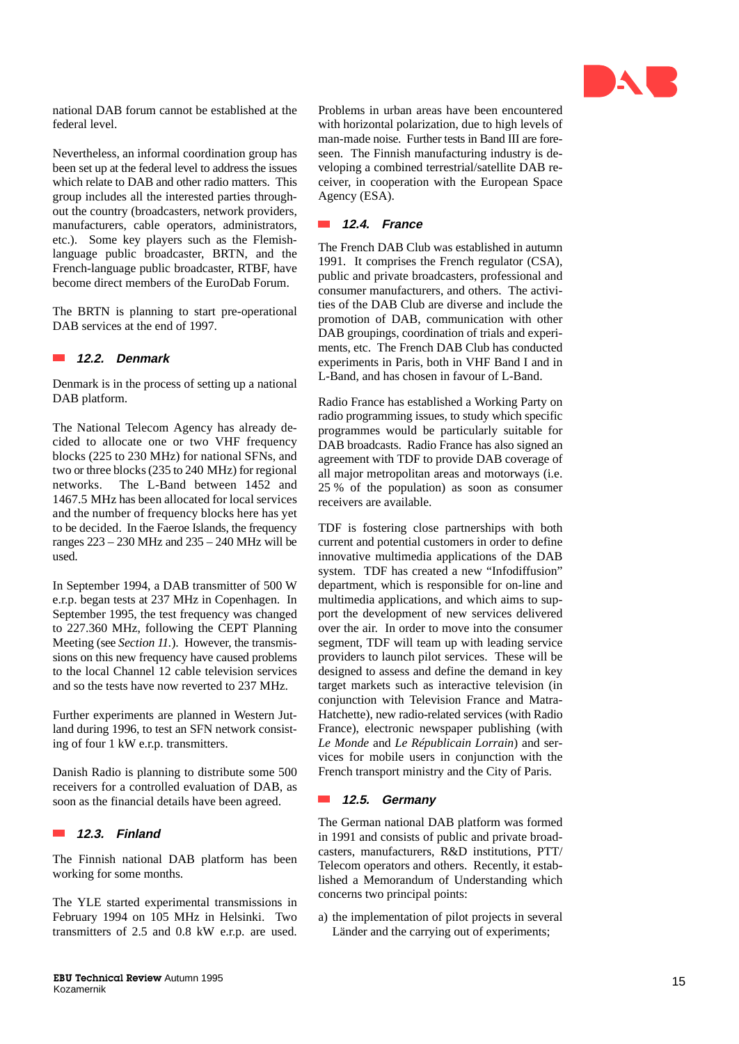national DAB forum cannot be established at the federal level.

Nevertheless, an informal coordination group has been set up at the federal level to address the issues which relate to DAB and other radio matters. This group includes all the interested parties throughout the country (broadcasters, network providers, manufacturers, cable operators, administrators, etc.). Some key players such as the Flemish-language public broadcaster, BRTN, and the French-language public broadcaster, RTBF, have become direct members of the EuroDab Forum.

The BRTN is planning to start pre-operational DAB services at the end of 1997.

### 12.2. Denmark

Denmark is in the process of setting up a national DAB platform.

The National Telecom Agency has already decided to allocate one or two VHF frequency blocks (225 to 230 MHz) for national SFNs, and two or three blocks (235 to 240 MHz) for regional networks. The L-Band between 1452 and 1467.5 MHz has been allocated for local services and the number of frequency blocks here has yet to be decided. In the Faeroe Islands, the frequency ranges 223 – 230 MHz and 235 – 240 MHz will be used.

In September 1994, a DAB transmitter of 500 W e.r.p. began tests at 237 MHz in Copenhagen. In September 1995, the test frequency was changed to 227.360 MHz, following the CEPT Planning Meeting (see *Section 11.*). However, the transmissions on this new frequency have caused problems to the local Channel 12 cable television services and so the tests have now reverted to 237 MHz.

Further experiments are planned in Western Jutland during 1996, to test an SFN network consisting of four 1 kW e.r.p. transmitters.

Danish Radio is planning to distribute some 500 receivers for a controlled evaluation of DAB, as soon as the financial details have been agreed.

### 12.3. Finland

The Finnish national DAB platform has been working for some months.

The YLE started experimental transmissions in February 1994 on 105 MHz in Helsinki. Two transmitters of 2.5 and 0.8 kW e.r.p. are used. Problems in urban areas have been encountered with horizontal polarization, due to high levels of man-made noise. Further tests in Band III are foreseen. The Finnish manufacturing industry is developing a combined terrestrial/satellite DAB receiver, in cooperation with the European Space Agency (ESA).

### 12.4. France

The French DAB Club was established in autumn 1991. It comprises the French regulator (CSA), public and private broadcasters, professional and consumer manufacturers, and others. The activities of the DAB Club are diverse and include the promotion of DAB, communication with other DAB groupings, coordination of trials and experiments, etc. The French DAB Club has conducted experiments in Paris, both in VHF Band I and in L-Band, and has chosen in favour of L-Band.

Radio France has established a Working Party on radio programming issues, to study which specific programmes would be particularly suitable for DAB broadcasts. Radio France has also signed an agreement with TDF to provide DAB coverage of all major metropolitan areas and motorways (i.e. 25 % of the population) as soon as consumer receivers are available.

TDF is fostering close partnerships with both current and potential customers in order to define innovative multimedia applications of the DAB system. TDF has created a new “Infodiffusion” department, which is responsible for on-line and multimedia applications, and which aims to support the development of new services delivered over the air. In order to move into the consumer segment, TDF will team up with leading service providers to launch pilot services. These will be designed to assess and define the demand in key target markets such as interactive television (in conjunction with Television France and Matra-Hatchette), new radio-related services (with Radio France), electronic newspaper publishing (with *Le Monde* and *Le Républicain Lorrain*) and services for mobile users in conjunction with the French transport ministry and the City of Paris.

### 12.5. Germany

The German national DAB platform was formed in 1991 and consists of public and private broadcasters, manufacturers, R&D institutions, PTT/Telecom operators and others. Recently, it established a Memorandum of Understanding which concerns two principal points:

a) the implementation of pilot projects in several Länder and the carrying out of experiments;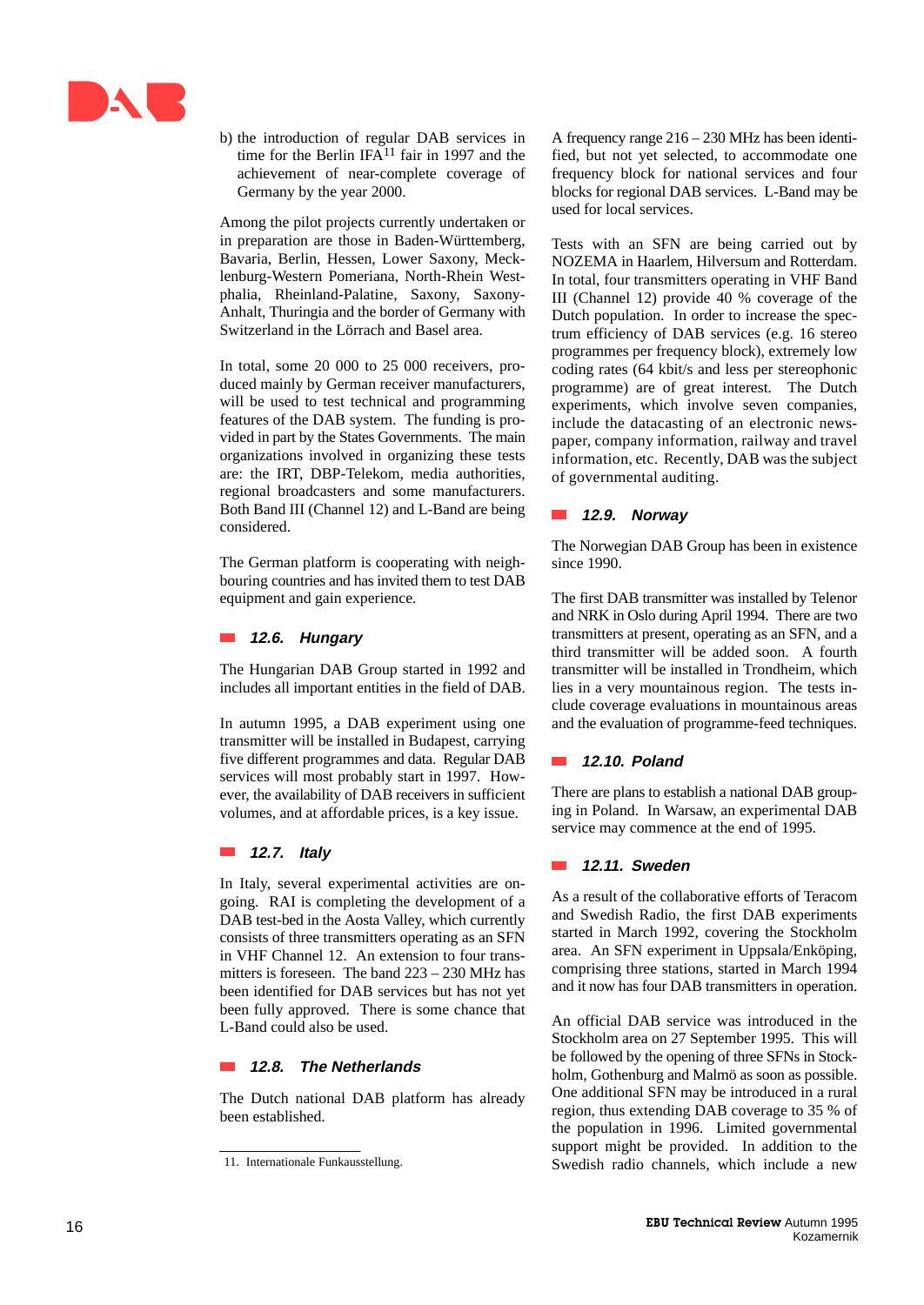b) the introduction of regular DAB services in time for the Berlin IFA[11] fair in 1997 and the achievement of near-complete coverage of Germany by the year 2000.

Among the pilot projects currently undertaken or in preparation are those in Baden-Württemberg, Bavaria, Berlin, Hessen, Lower Saxony, Mecklenburg-Western Pomeriana, North-Rhein Westphalia, Rheinland-Palatine, Saxony, Saxony-Anhalt, Thuringia and the border of Germany with Switzerland in the Lörrach and Basel area.

In total, some 20 000 to 25 000 receivers, produced mainly by German receiver manufacturers, will be used to test technical and programming features of the DAB system. The funding is provided in part by the States Governments. The main organizations involved in organizing these tests are: the IRT, DBP-Telekom, media authorities, regional broadcasters and some manufacturers. Both Band III (Channel 12) and L-Band are being considered.

The German platform is cooperating with neighbouring countries and has invited them to test DAB equipment and gain experience.

### 12.6. Hungary

The Hungarian DAB Group started in 1992 and includes all important entities in the field of DAB.

In autumn 1995, a DAB experiment using one transmitter will be installed in Budapest, carrying five different programmes and data. Regular DAB services will most probably start in 1997. However, the availability of DAB receivers in sufficient volumes, and at affordable prices, is a key issue.

### 12.7. Italy

In Italy, several experimental activities are on-going. RAI is completing the development of a DAB test-bed in the Aosta Valley, which currently consists of three transmitters operating as an SFN in VHF Channel 12. An extension to four transmitters is foreseen. The band 223 – 230 MHz has been identified for DAB services but has not yet been fully approved. There is some chance that L-Band could also be used.

### 12.8. The Netherlands

The Dutch national DAB platform has already been established.

A frequency range 216 – 230 MHz has been identified, but not yet selected, to accommodate one frequency block for national services and four blocks for regional DAB services. L-Band may be used for local services.

Tests with an SFN are being carried out by NOZEMA in Haarlem, Hilversum and Rotterdam. In total, four transmitters operating in VHF Band III (Channel 12) provide 40 % coverage of the Dutch population. In order to increase the spectrum efficiency of DAB services (e.g. 16 stereo programmes per frequency block), extremely low coding rates (64 kbit/s and less per stereophonic programme) are of great interest. The Dutch experiments, which involve seven companies, include the datacasting of an electronic newspaper, company information, railway and travel information, etc. Recently, DAB was the subject of governmental auditing.

### 12.9. Norway

The Norwegian DAB Group has been in existence since 1990.

The first DAB transmitter was installed by Telenor and NRK in Oslo during April 1994. There are two transmitters at present, operating as an SFN, and a third transmitter will be added soon. A fourth transmitter will be installed in Trondheim, which lies in a very mountainous region. The tests include coverage evaluations in mountainous areas and the evaluation of programme-feed techniques.

### 12.10. Poland

There are plans to establish a national DAB grouping in Poland. In Warsaw, an experimental DAB service may commence at the end of 1995.

### 12.11. Sweden

As a result of the collaborative efforts of Teracom and Swedish Radio, the first DAB experiments started in March 1992, covering the Stockholm area. An SFN experiment in Uppsala/Enköping, comprising three stations, started in March 1994 and it now has four DAB transmitters in operation.

An official DAB service was introduced in the Stockholm area on 27 September 1995. This will be followed by the opening of three SFNs in Stockholm, Gothenburg and Malmö as soon as possible. One additional SFN may be introduced in a rural region, thus extending DAB coverage to 35 % of the population in 1996. Limited governmental support might be provided. In addition to the Swedish radio channels, which include a new

---

11. Internationale Funkausstellung.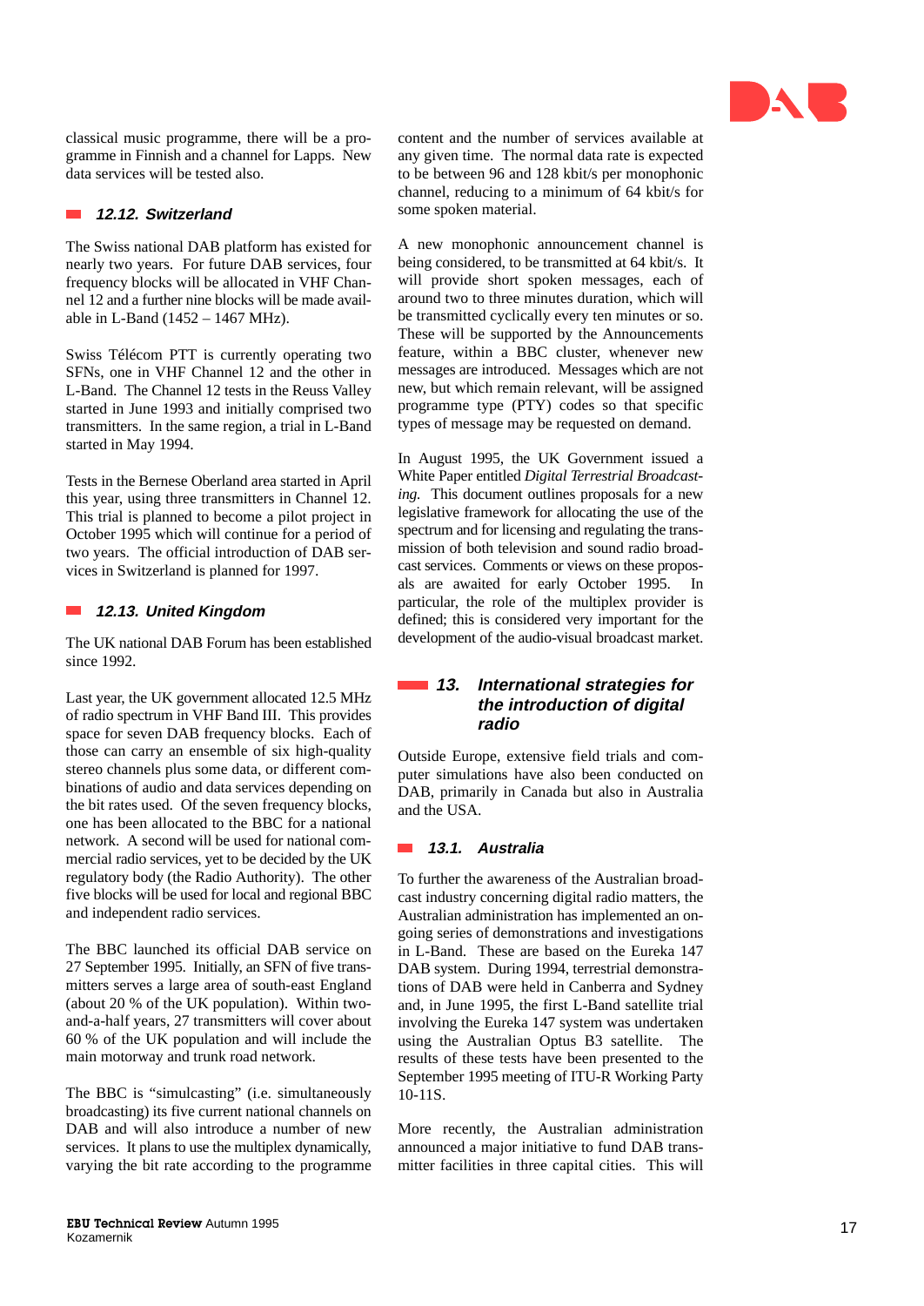classical music programme, there will be a programme in Finnish and a channel for Lapps. New data services will be tested also.

### 12.12. Switzerland

The Swiss national DAB platform has existed for nearly two years. For future DAB services, four frequency blocks will be allocated in VHF Channel 12 and a further nine blocks will be made available in L-Band (1452 – 1467 MHz).

Swiss Télécom PTT is currently operating two SFNs, one in VHF Channel 12 and the other in L-Band. The Channel 12 tests in the Reuss Valley started in June 1993 and initially comprised two transmitters. In the same region, a trial in L-Band started in May 1994.

Tests in the Bernese Oberland area started in April this year, using three transmitters in Channel 12. This trial is planned to become a pilot project in October 1995 which will continue for a period of two years. The official introduction of DAB services in Switzerland is planned for 1997.

### 12.13. United Kingdom

The UK national DAB Forum has been established since 1992.

Last year, the UK government allocated 12.5 MHz of radio spectrum in VHF Band III. This provides space for seven DAB frequency blocks. Each of those can carry an ensemble of six high-quality stereo channels plus some data, or different combinations of audio and data services depending on the bit rates used. Of the seven frequency blocks, one has been allocated to the BBC for a national network. A second will be used for national commercial radio services, yet to be decided by the UK regulatory body (the Radio Authority). The other five blocks will be used for local and regional BBC and independent radio services.

The BBC launched its official DAB service on 27 September 1995. Initially, an SFN of five transmitters serves a large area of south-east England (about 20 % of the UK population). Within two-and-a-half years, 27 transmitters will cover about 60 % of the UK population and will include the main motorway and trunk road network.

The BBC is "simulcasting" (i.e. simultaneously broadcasting) its five current national channels on DAB and will also introduce a number of new services. It plans to use the multiplex dynamically, varying the bit rate according to the programme content and the number of services available at any given time. The normal data rate is expected to be between 96 and 128 kbit/s per monophonic channel, reducing to a minimum of 64 kbit/s for some spoken material.

A new monophonic announcement channel is being considered, to be transmitted at 64 kbit/s. It will provide short spoken messages, each of around two to three minutes duration, which will be transmitted cyclically every ten minutes or so. These will be supported by the Announcements feature, within a BBC cluster, whenever new messages are introduced. Messages which are not new, but which remain relevant, will be assigned programme type (PTY) codes so that specific types of message may be requested on demand.

In August 1995, the UK Government issued a White Paper entitled *Digital Terrestrial Broadcasting.* This document outlines proposals for a new legislative framework for allocating the use of the spectrum and for licensing and regulating the transmission of both television and sound radio broadcast services. Comments or views on these proposals are awaited for early October 1995. In particular, the role of the multiplex provider is defined; this is considered very important for the development of the audio-visual broadcast market.

## 13. International strategies for the introduction of digital radio

Outside Europe, extensive field trials and computer simulations have also been conducted on DAB, primarily in Canada but also in Australia and the USA.

### 13.1. Australia

To further the awareness of the Australian broadcast industry concerning digital radio matters, the Australian administration has implemented an ongoing series of demonstrations and investigations in L-Band. These are based on the Eureka 147 DAB system. During 1994, terrestrial demonstrations of DAB were held in Canberra and Sydney and, in June 1995, the first L-Band satellite trial involving the Eureka 147 system was undertaken using the Australian Optus B3 satellite. The results of these tests have been presented to the September 1995 meeting of ITU-R Working Party 10-11S.

More recently, the Australian administration announced a major initiative to fund DAB transmitter facilities in three capital cities. This will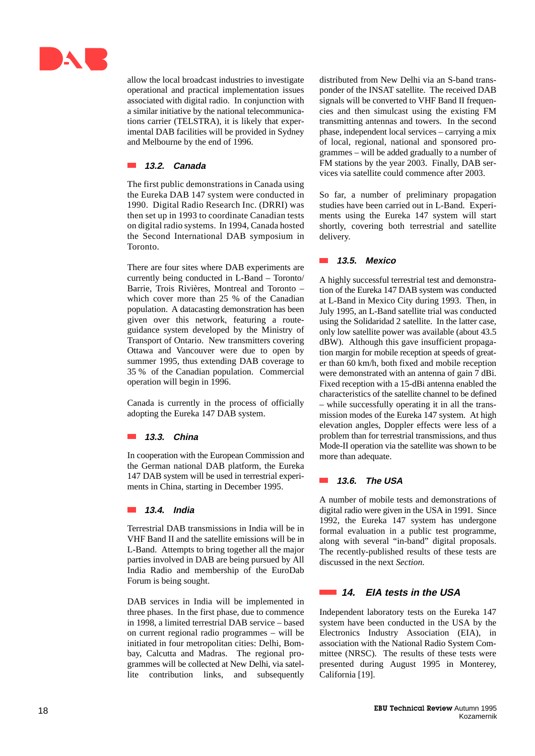allow the local broadcast industries to investigate operational and practical implementation issues associated with digital radio. In conjunction with a similar initiative by the national telecommunications carrier (TELSTRA), it is likely that experimental DAB facilities will be provided in Sydney and Melbourne by the end of 1996.

### 13.2. Canada

The first public demonstrations in Canada using the Eureka DAB 147 system were conducted in 1990. Digital Radio Research Inc. (DRRI) was then set up in 1993 to coordinate Canadian tests on digital radio systems. In 1994, Canada hosted the Second International DAB symposium in Toronto.

There are four sites where DAB experiments are currently being conducted in L-Band – Toronto/Barrie, Trois Rivières, Montreal and Toronto – which cover more than 25 % of the Canadian population. A datacasting demonstration has been given over this network, featuring a route-guidance system developed by the Ministry of Transport of Ontario. New transmitters covering Ottawa and Vancouver were due to open by summer 1995, thus extending DAB coverage to 35 % of the Canadian population. Commercial operation will begin in 1996.

Canada is currently in the process of officially adopting the Eureka 147 DAB system.

### 13.3. China

In cooperation with the European Commission and the German national DAB platform, the Eureka 147 DAB system will be used in terrestrial experiments in China, starting in December 1995.

### 13.4. India

Terrestrial DAB transmissions in India will be in VHF Band II and the satellite emissions will be in L-Band. Attempts to bring together all the major parties involved in DAB are being pursued by All India Radio and membership of the EuroDab Forum is being sought.

DAB services in India will be implemented in three phases. In the first phase, due to commence in 1998, a limited terrestrial DAB service – based on current regional radio programmes – will be initiated in four metropolitan cities: Delhi, Bombay, Calcutta and Madras. The regional programmes will be collected at New Delhi, via satellite contribution links, and subsequently distributed from New Delhi via an S-band transponder of the INSAT satellite. The received DAB signals will be converted to VHF Band II frequencies and then simulcast using the existing FM transmitting antennas and towers. In the second phase, independent local services – carrying a mix of local, regional, national and sponsored programmes – will be added gradually to a number of FM stations by the year 2003. Finally, DAB services via satellite could commence after 2003.

So far, a number of preliminary propagation studies have been carried out in L-Band. Experiments using the Eureka 147 system will start shortly, covering both terrestrial and satellite delivery.

### 13.5. Mexico

A highly successful terrestrial test and demonstration of the Eureka 147 DAB system was conducted at L-Band in Mexico City during 1993. Then, in July 1995, an L-Band satellite trial was conducted using the Solidaridad 2 satellite. In the latter case, only low satellite power was available (about 43.5 dBW). Although this gave insufficient propagation margin for mobile reception at speeds of greater than 60 km/h, both fixed and mobile reception were demonstrated with an antenna of gain 7 dBi. Fixed reception with a 15-dBi antenna enabled the characteristics of the satellite channel to be defined – while successfully operating it in all the transmission modes of the Eureka 147 system. At high elevation angles, Doppler effects were less of a problem than for terrestrial transmissions, and thus Mode-II operation via the satellite was shown to be more than adequate.

### 13.6. The USA

A number of mobile tests and demonstrations of digital radio were given in the USA in 1991. Since 1992, the Eureka 147 system has undergone formal evaluation in a public test programme, along with several "in-band" digital proposals. The recently-published results of these tests are discussed in the next *Section*.

## 14. EIA tests in the USA

Independent laboratory tests on the Eureka 147 system have been conducted in the USA by the Electronics Industry Association (EIA), in association with the National Radio System Committee (NRSC). The results of these tests were presented during August 1995 in Monterey, California [19].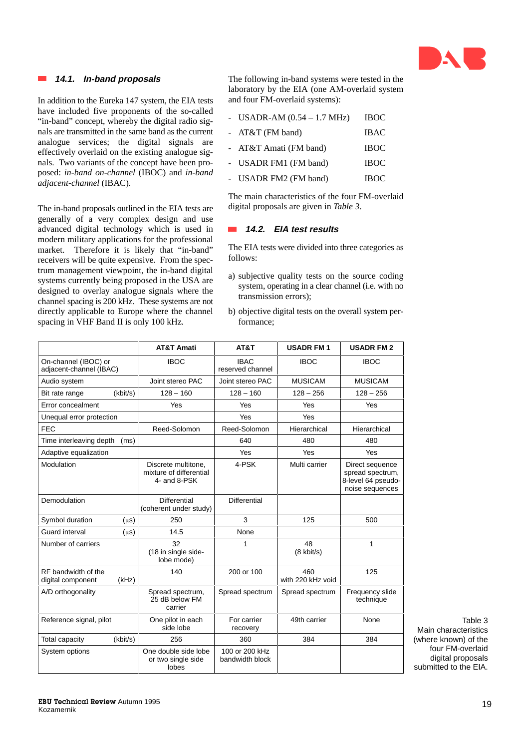### 14.1. In-band proposals

In addition to the Eureka 147 system, the EIA tests have included five proponents of the so-called "in-band" concept, whereby the digital radio signals are transmitted in the same band as the current analogue services; the digital signals are effectively overlaid on the existing analogue signals. Two variants of the concept have been proposed: *in-band on-channel* (IBOC) and *in-band adjacent-channel* (IBAC).

The in-band proposals outlined in the EIA tests are generally of a very complex design and use advanced digital technology which is used in modern military applications for the professional market. Therefore it is likely that "in-band" receivers will be quite expensive. From the spectrum management viewpoint, the in-band digital systems currently being proposed in the USA are designed to overlay analogue signals where the channel spacing is 200 kHz. These systems are not directly applicable to Europe where the channel spacing in VHF Band II is only 100 kHz.

The following in-band systems were tested in the laboratory by the EIA (one AM-overlaid system and four FM-overlaid systems):

- USADR-AM (0.54 – 1.7 MHz) IBOC
- AT&T (FM band) IBAC
- AT&T Amati (FM band) IBOC
- USADR FM1 (FM band) IBOC
- USADR FM2 (FM band) IBOC

The main characteristics of the four FM-overlaid digital proposals are given in *Table 3*.

### 14.2. EIA test results

The EIA tests were divided into three categories as follows:

a) subjective quality tests on the source coding system, operating in a clear channel (i.e. with no transmission errors);

b) objective digital tests on the overall system performance;

| | AT&T Amati | AT&T | USADR FM 1 | USADR FM 2 |
|---|---|---|---|---|
| On-channel (IBOC) or adjacent-channel (IBAC) | IBOC | IBAC reserved channel | IBOC | IBOC |
| Audio system | Joint stereo PAC | Joint stereo PAC | MUSICAM | MUSICAM |
| Bit rate range (kbit/s) | 128 – 160 | 128 – 160 | 128 – 256 | 128 – 256 |
| Error concealment | Yes | Yes | Yes | Yes |
| Unequal error protection | | Yes | Yes | |
| FEC | Reed-Solomon | Reed-Solomon | Hierarchical | Hierarchical |
| Time interleaving depth (ms) | | 640 | 480 | 480 |
| Adaptive equalization | | Yes | Yes | Yes |
| Modulation | Discrete multitone, mixture of differential 4- and 8-PSK | 4-PSK | Multi carrier | Direct sequence spread spectrum, 8-level 64 pseudo-noise sequences |
| Demodulation | Differential (coherent under study) | Differential | | |
| Symbol duration (µs) | 250 | 3 | 125 | 500 |
| Guard interval (µs) | 14.5 | None | | |
| Number of carriers | 32 (18 in single side-lobe mode) | 1 | 48 (8 kbit/s) | 1 |
| RF bandwidth of the digital component (kHz) | 140 | 200 or 100 | 460 with 220 kHz void | 125 |
| A/D orthogonality | Spread spectrum, 25 dB below FM carrier | Spread spectrum | Spread spectrum | Frequency slide technique |
| Reference signal, pilot | One pilot in each side lobe | For carrier recovery | 49th carrier | None |
| Total capacity (kbit/s) | 256 | 360 | 384 | 384 |
| System options | One double side lobe or two single side lobes | 100 or 200 kHz bandwidth block | | |

Table 3
Main characteristics (where known) of the four FM-overlaid digital proposals submitted to the EIA.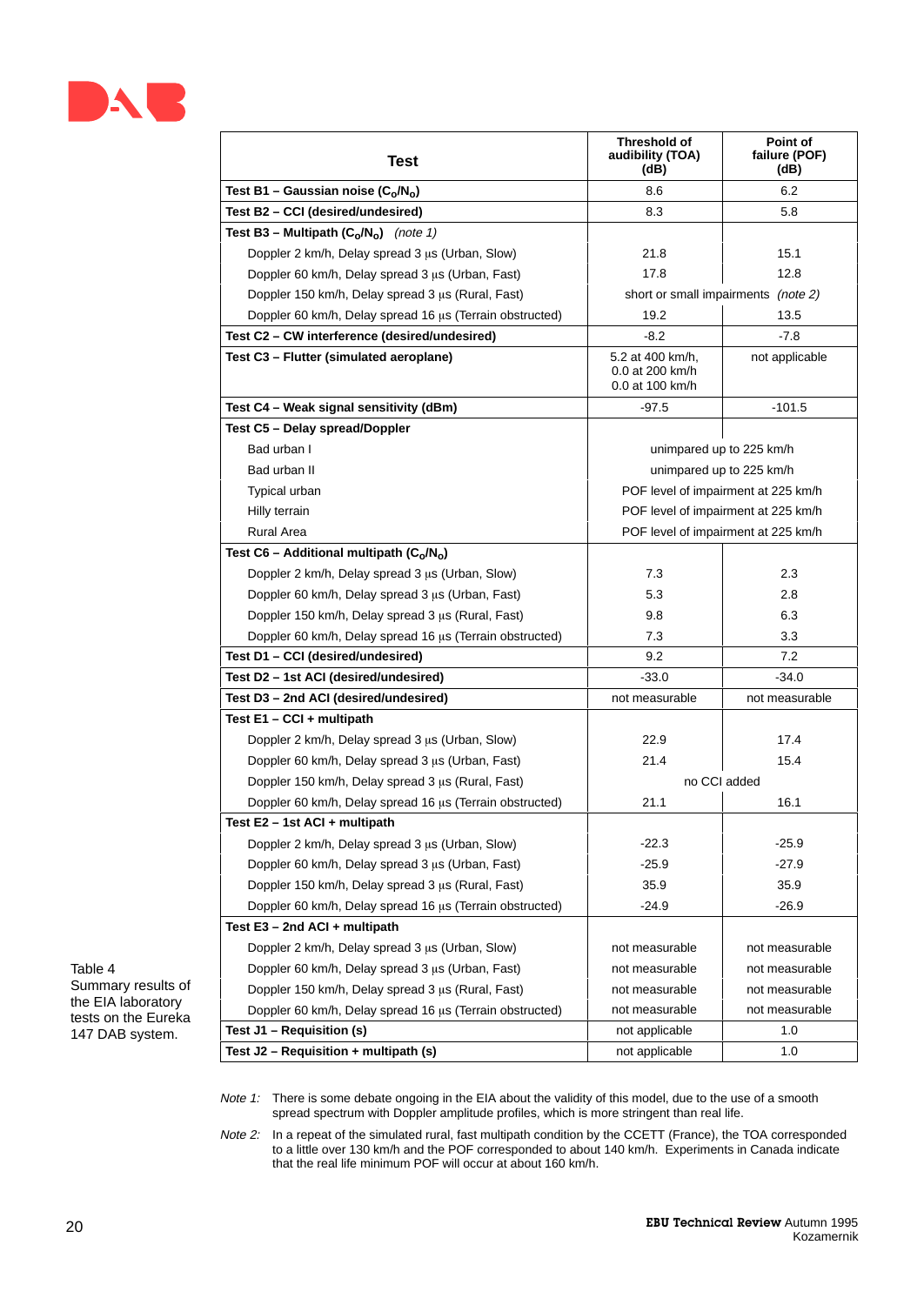| Test | Threshold of audibility (TOA) (dB) | Point of failure (POF) (dB) |
|---|---|---|
| **Test B1 – Gaussian noise ($C_o/N_o$)** | 8.6 | 6.2 |
| **Test B2 – CCI (desired/undesired)** | 8.3 | 5.8 |
| **Test B3 – Multipath ($C_o/N_o$)** *(note 1)* | | |
| Doppler 2 km/h, Delay spread 3 µs (Urban, Slow) | 21.8 | 15.1 |
| Doppler 60 km/h, Delay spread 3 µs (Urban, Fast) | 17.8 | 12.8 |
| Doppler 150 km/h, Delay spread 3 µs (Rural, Fast) | short or small impairments *(note 2)* | |
| Doppler 60 km/h, Delay spread 16 µs (Terrain obstructed) | 19.2 | 13.5 |
| **Test C2 – CW interference (desired/undesired)** | -8.2 | -7.8 |
| **Test C3 – Flutter (simulated aeroplane)** | 5.2 at 400 km/h, 0.0 at 200 km/h 0.0 at 100 km/h | not applicable |
| **Test C4 – Weak signal sensitivity (dBm)** | -97.5 | -101.5 |
| **Test C5 – Delay spread/Doppler** | | |
| Bad urban I | unimpared up to 225 km/h | |
| Bad urban II | unimpared up to 225 km/h | |
| Typical urban | POF level of impairment at 225 km/h | |
| Hilly terrain | POF level of impairment at 225 km/h | |
| Rural Area | POF level of impairment at 225 km/h | |
| **Test C6 – Additional multipath ($C_o/N_o$)** | | |
| Doppler 2 km/h, Delay spread 3 µs (Urban, Slow) | 7.3 | 2.3 |
| Doppler 60 km/h, Delay spread 3 µs (Urban, Fast) | 5.3 | 2.8 |
| Doppler 150 km/h, Delay spread 3 µs (Rural, Fast) | 9.8 | 6.3 |
| Doppler 60 km/h, Delay spread 16 µs (Terrain obstructed) | 7.3 | 3.3 |
| **Test D1 – CCI (desired/undesired)** | 9.2 | 7.2 |
| **Test D2 – 1st ACI (desired/undesired)** | -33.0 | -34.0 |
| **Test D3 – 2nd ACI (desired/undesired)** | not measurable | not measurable |
| **Test E1 – CCI + multipath** | | |
| Doppler 2 km/h, Delay spread 3 µs (Urban, Slow) | 22.9 | 17.4 |
| Doppler 60 km/h, Delay spread 3 µs (Urban, Fast) | 21.4 | 15.4 |
| Doppler 150 km/h, Delay spread 3 µs (Rural, Fast) | no CCI added | |
| Doppler 60 km/h, Delay spread 16 µs (Terrain obstructed) | 21.1 | 16.1 |
| **Test E2 – 1st ACI + multipath** | | |
| Doppler 2 km/h, Delay spread 3 µs (Urban, Slow) | -22.3 | -25.9 |
| Doppler 60 km/h, Delay spread 3 µs (Urban, Fast) | -25.9 | -27.9 |
| Doppler 150 km/h, Delay spread 3 µs (Rural, Fast) | 35.9 | 35.9 |
| Doppler 60 km/h, Delay spread 16 µs (Terrain obstructed) | -24.9 | -26.9 |
| **Test E3 – 2nd ACI + multipath** | | |
| Doppler 2 km/h, Delay spread 3 µs (Urban, Slow) | not measurable | not measurable |
| Doppler 60 km/h, Delay spread 3 µs (Urban, Fast) | not measurable | not measurable |
| Doppler 150 km/h, Delay spread 3 µs (Rural, Fast) | not measurable | not measurable |
| Doppler 60 km/h, Delay spread 16 µs (Terrain obstructed) | not measurable | not measurable |
| **Test J1 – Requisition (s)** | not applicable | 1.0 |
| **Test J2 – Requisition + multipath (s)** | not applicable | 1.0 |

Table 4
Summary results of the EIA laboratory tests on the Eureka 147 DAB system.

*Note 1:* There is some debate ongoing in the EIA about the validity of this model, due to the use of a smooth spread spectrum with Doppler amplitude profiles, which is more stringent than real life.

*Note 2:* In a repeat of the simulated rural, fast multipath condition by the CCETT (France), the TOA corresponded to a little over 130 km/h and the POF corresponded to about 140 km/h. Experiments in Canada indicate that the real life minimum POF will occur at about 160 km/h.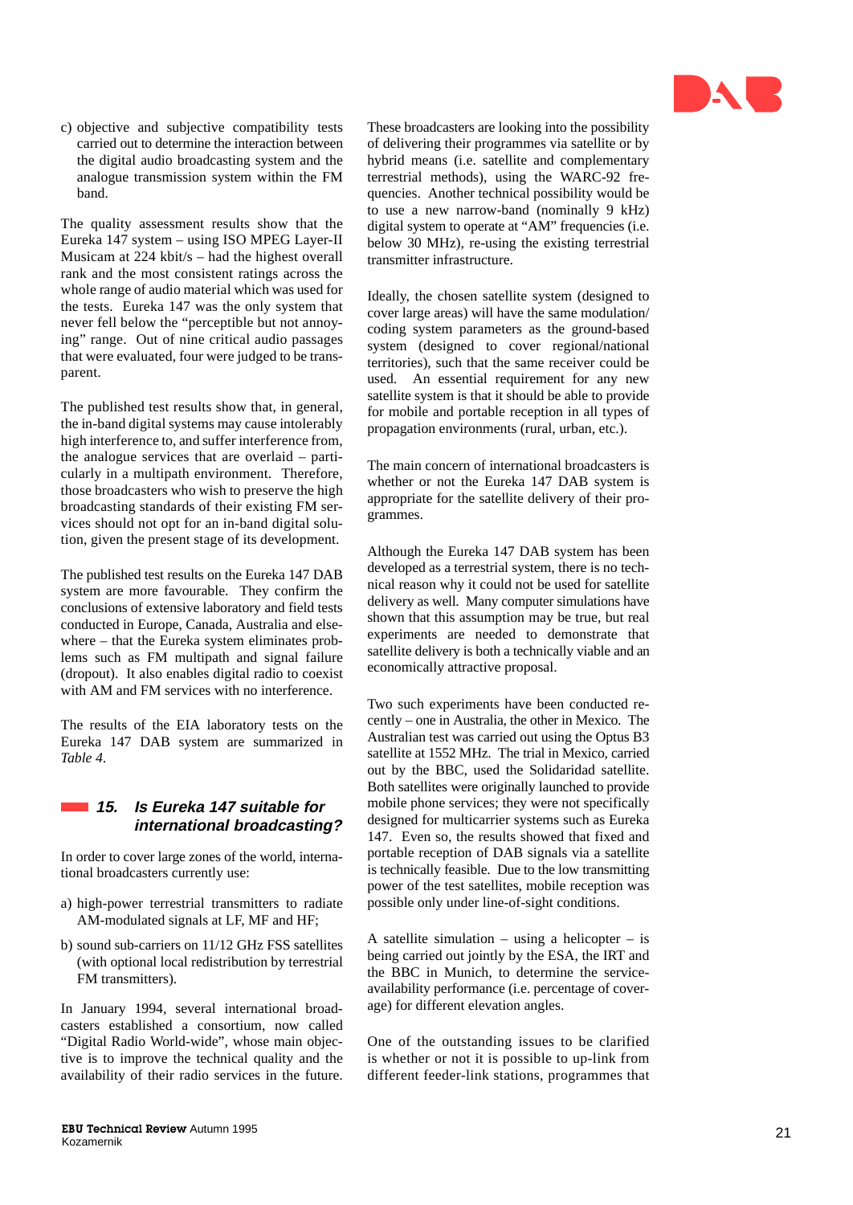c) objective and subjective compatibility tests carried out to determine the interaction between the digital audio broadcasting system and the analogue transmission system within the FM band.

The quality assessment results show that the Eureka 147 system – using ISO MPEG Layer-II Musicam at 224 kbit/s – had the highest overall rank and the most consistent ratings across the whole range of audio material which was used for the tests. Eureka 147 was the only system that never fell below the "perceptible but not annoying" range. Out of nine critical audio passages that were evaluated, four were judged to be transparent.

The published test results show that, in general, the in-band digital systems may cause intolerably high interference to, and suffer interference from, the analogue services that are overlaid – particularly in a multipath environment. Therefore, those broadcasters who wish to preserve the high broadcasting standards of their existing FM services should not opt for an in-band digital solution, given the present stage of its development.

The published test results on the Eureka 147 DAB system are more favourable. They confirm the conclusions of extensive laboratory and field tests conducted in Europe, Canada, Australia and elsewhere – that the Eureka system eliminates problems such as FM multipath and signal failure (dropout). It also enables digital radio to coexist with AM and FM services with no interference.

The results of the EIA laboratory tests on the Eureka 147 DAB system are summarized in *Table 4*.

## 15. Is Eureka 147 suitable for international broadcasting?

In order to cover large zones of the world, international broadcasters currently use:

a) high-power terrestrial transmitters to radiate AM-modulated signals at LF, MF and HF;

b) sound sub-carriers on 11/12 GHz FSS satellites (with optional local redistribution by terrestrial FM transmitters).

In January 1994, several international broadcasters established a consortium, now called "Digital Radio World-wide", whose main objective is to improve the technical quality and the availability of their radio services in the future. These broadcasters are looking into the possibility of delivering their programmes via satellite or by hybrid means (i.e. satellite and complementary terrestrial methods), using the WARC-92 frequencies. Another technical possibility would be to use a new narrow-band (nominally 9 kHz) digital system to operate at "AM" frequencies (i.e. below 30 MHz), re-using the existing terrestrial transmitter infrastructure.

Ideally, the chosen satellite system (designed to cover large areas) will have the same modulation/coding system parameters as the ground-based system (designed to cover regional/national territories), such that the same receiver could be used. An essential requirement for any new satellite system is that it should be able to provide for mobile and portable reception in all types of propagation environments (rural, urban, etc.).

The main concern of international broadcasters is whether or not the Eureka 147 DAB system is appropriate for the satellite delivery of their programmes.

Although the Eureka 147 DAB system has been developed as a terrestrial system, there is no technical reason why it could not be used for satellite delivery as well. Many computer simulations have shown that this assumption may be true, but real experiments are needed to demonstrate that satellite delivery is both a technically viable and an economically attractive proposal.

Two such experiments have been conducted recently – one in Australia, the other in Mexico. The Australian test was carried out using the Optus B3 satellite at 1552 MHz. The trial in Mexico, carried out by the BBC, used the Solidaridad satellite. Both satellites were originally launched to provide mobile phone services; they were not specifically designed for multicarrier systems such as Eureka 147. Even so, the results showed that fixed and portable reception of DAB signals via a satellite is technically feasible. Due to the low transmitting power of the test satellites, mobile reception was possible only under line-of-sight conditions.

A satellite simulation – using a helicopter – is being carried out jointly by the ESA, the IRT and the BBC in Munich, to determine the service-availability performance (i.e. percentage of coverage) for different elevation angles.

One of the outstanding issues to be clarified is whether or not it is possible to up-link from different feeder-link stations, programmes that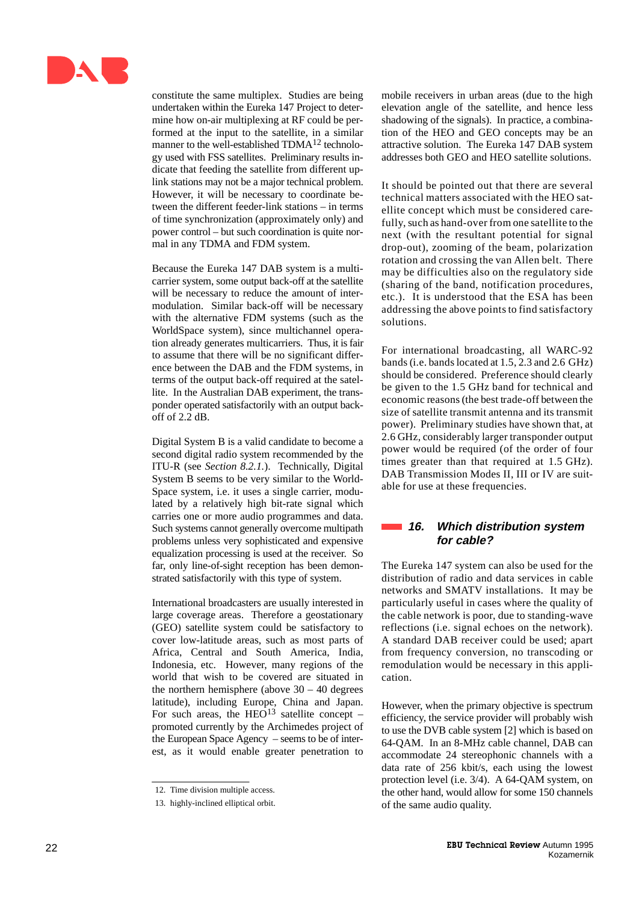constitute the same multiplex. Studies are being undertaken within the Eureka 147 Project to determine how on-air multiplexing at RF could be performed at the input to the satellite, in a similar manner to the well-established TDMA[12] technology used with FSS satellites. Preliminary results indicate that feeding the satellite from different uplink stations may not be a major technical problem. However, it will be necessary to coordinate between the different feeder-link stations – in terms of time synchronization (approximately only) and power control – but such coordination is quite normal in any TDMA and FDM system.

Because the Eureka 147 DAB system is a multicarrier system, some output back-off at the satellite will be necessary to reduce the amount of intermodulation. Similar back-off will be necessary with the alternative FDM systems (such as the WorldSpace system), since multichannel operation already generates multicarriers. Thus, it is fair to assume that there will be no significant difference between the DAB and the FDM systems, in terms of the output back-off required at the satellite. In the Australian DAB experiment, the transponder operated satisfactorily with an output back-off of 2.2 dB.

Digital System B is a valid candidate to become a second digital radio system recommended by the ITU-R (see *Section 8.2.1.*). Technically, Digital System B seems to be very similar to the WorldSpace system, i.e. it uses a single carrier, modulated by a relatively high bit-rate signal which carries one or more audio programmes and data. Such systems cannot generally overcome multipath problems unless very sophisticated and expensive equalization processing is used at the receiver. So far, only line-of-sight reception has been demonstrated satisfactorily with this type of system.

International broadcasters are usually interested in large coverage areas. Therefore a geostationary (GEO) satellite system could be satisfactory to cover low-latitude areas, such as most parts of Africa, Central and South America, India, Indonesia, etc. However, many regions of the world that wish to be covered are situated in the northern hemisphere (above 30 – 40 degrees latitude), including Europe, China and Japan. For such areas, the HEO[13] satellite concept – promoted currently by the Archimedes project of the European Space Agency – seems to be of interest, as it would enable greater penetration to mobile receivers in urban areas (due to the high elevation angle of the satellite, and hence less shadowing of the signals). In practice, a combination of the HEO and GEO concepts may be an attractive solution. The Eureka 147 DAB system addresses both GEO and HEO satellite solutions.

It should be pointed out that there are several technical matters associated with the HEO satellite concept which must be considered carefully, such as hand-over from one satellite to the next (with the resultant potential for signal drop-out), zooming of the beam, polarization rotation and crossing the van Allen belt. There may be difficulties also on the regulatory side (sharing of the band, notification procedures, etc.). It is understood that the ESA has been addressing the above points to find satisfactory solutions.

For international broadcasting, all WARC-92 bands (i.e. bands located at 1.5, 2.3 and 2.6 GHz) should be considered. Preference should clearly be given to the 1.5 GHz band for technical and economic reasons (the best trade-off between the size of satellite transmit antenna and its transmit power). Preliminary studies have shown that, at 2.6 GHz, considerably larger transponder output power would be required (of the order of four times greater than that required at 1.5 GHz). DAB Transmission Modes II, III or IV are suitable for use at these frequencies.

## 16. Which distribution system for cable?

The Eureka 147 system can also be used for the distribution of radio and data services in cable networks and SMATV installations. It may be particularly useful in cases where the quality of the cable network is poor, due to standing-wave reflections (i.e. signal echoes on the network). A standard DAB receiver could be used; apart from frequency conversion, no transcoding or remodulation would be necessary in this application.

However, when the primary objective is spectrum efficiency, the service provider will probably wish to use the DVB cable system [2] which is based on 64-QAM. In an 8-MHz cable channel, DAB can accommodate 24 stereophonic channels with a data rate of 256 kbit/s, each using the lowest protection level (i.e. 3/4). A 64-QAM system, on the other hand, would allow for some 150 channels of the same audio quality.

---

12. Time division multiple access.

13. highly-inclined elliptical orbit.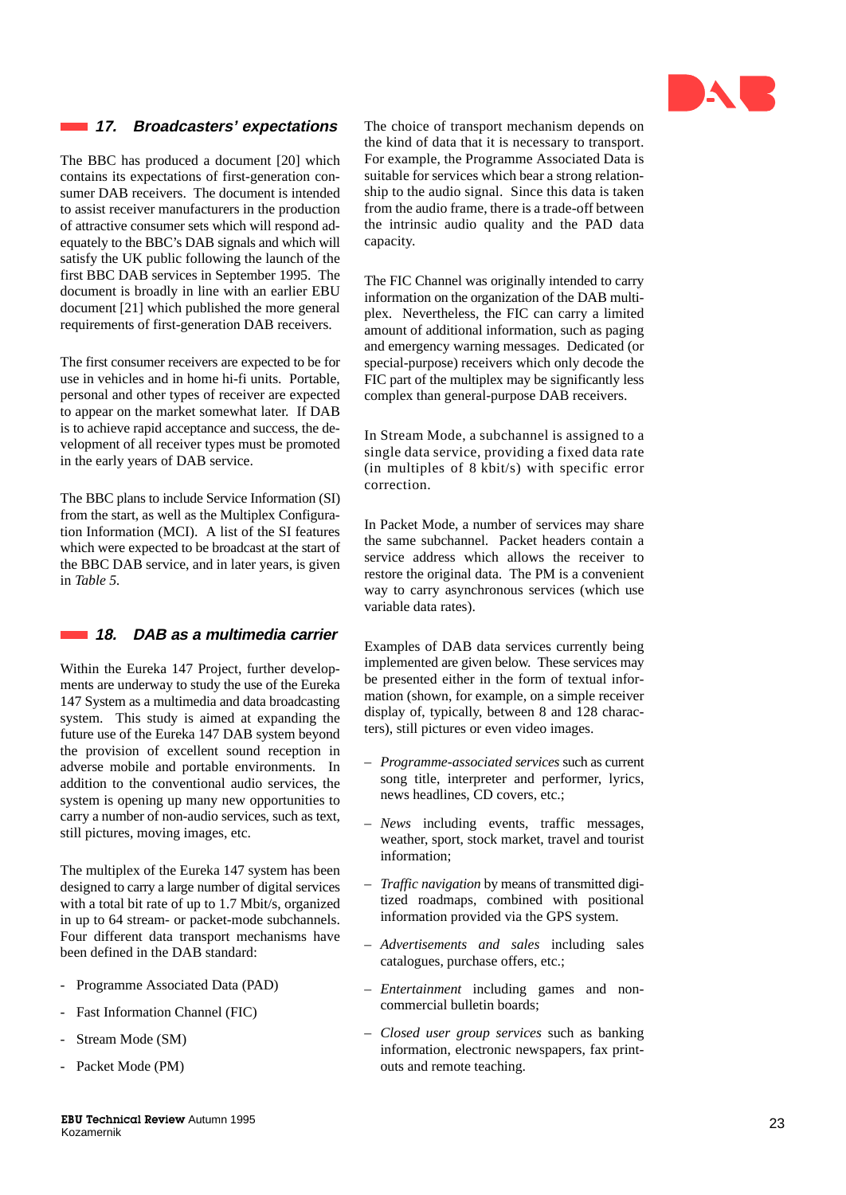## 17. Broadcasters' expectations

The BBC has produced a document [20] which contains its expectations of first-generation consumer DAB receivers. The document is intended to assist receiver manufacturers in the production of attractive consumer sets which will respond adequately to the BBC's DAB signals and which will satisfy the UK public following the launch of the first BBC DAB services in September 1995. The document is broadly in line with an earlier EBU document [21] which published the more general requirements of first-generation DAB receivers.

The first consumer receivers are expected to be for use in vehicles and in home hi-fi units. Portable, personal and other types of receiver are expected to appear on the market somewhat later. If DAB is to achieve rapid acceptance and success, the development of all receiver types must be promoted in the early years of DAB service.

The BBC plans to include Service Information (SI) from the start, as well as the Multiplex Configuration Information (MCI). A list of the SI features which were expected to be broadcast at the start of the BBC DAB service, and in later years, is given in *Table 5*.

## 18. DAB as a multimedia carrier

Within the Eureka 147 Project, further developments are underway to study the use of the Eureka 147 System as a multimedia and data broadcasting system. This study is aimed at expanding the future use of the Eureka 147 DAB system beyond the provision of excellent sound reception in adverse mobile and portable environments. In addition to the conventional audio services, the system is opening up many new opportunities to carry a number of non-audio services, such as text, still pictures, moving images, etc.

The multiplex of the Eureka 147 system has been designed to carry a large number of digital services with a total bit rate of up to 1.7 Mbit/s, organized in up to 64 stream- or packet-mode subchannels. Four different data transport mechanisms have been defined in the DAB standard:

- Programme Associated Data (PAD)
- Fast Information Channel (FIC)
- Stream Mode (SM)
- Packet Mode (PM)

The choice of transport mechanism depends on the kind of data that it is necessary to transport. For example, the Programme Associated Data is suitable for services which bear a strong relationship to the audio signal. Since this data is taken from the audio frame, there is a trade-off between the intrinsic audio quality and the PAD data capacity.

The FIC Channel was originally intended to carry information on the organization of the DAB multiplex. Nevertheless, the FIC can carry a limited amount of additional information, such as paging and emergency warning messages. Dedicated (or special-purpose) receivers which only decode the FIC part of the multiplex may be significantly less complex than general-purpose DAB receivers.

In Stream Mode, a subchannel is assigned to a single data service, providing a fixed data rate (in multiples of 8 kbit/s) with specific error correction.

In Packet Mode, a number of services may share the same subchannel. Packet headers contain a service address which allows the receiver to restore the original data. The PM is a convenient way to carry asynchronous services (which use variable data rates).

Examples of DAB data services currently being implemented are given below. These services may be presented either in the form of textual information (shown, for example, on a simple receiver display of, typically, between 8 and 128 characters), still pictures or even video images.

– *Programme-associated services* such as current song title, interpreter and performer, lyrics, news headlines, CD covers, etc.;

– *News* including events, traffic messages, weather, sport, stock market, travel and tourist information;

– *Traffic navigation* by means of transmitted digitized roadmaps, combined with positional information provided via the GPS system.

– *Advertisements and sales* including sales catalogues, purchase offers, etc.;

– *Entertainment* including games and non-commercial bulletin boards;

– *Closed user group services* such as banking information, electronic newspapers, fax printouts and remote teaching.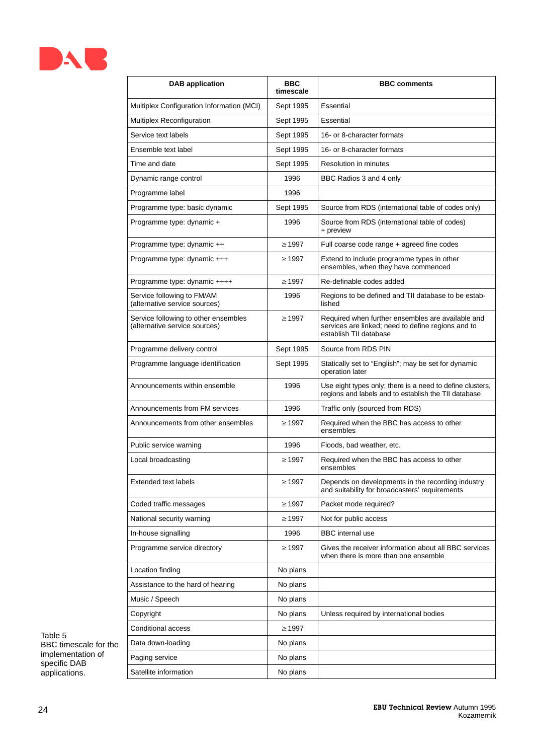| DAB application | BBC timescale | BBC comments |
|---|---|---|
| Multiplex Configuration Information (MCI) | Sept 1995 | Essential |
| Multiplex Reconfiguration | Sept 1995 | Essential |
| Service text labels | Sept 1995 | 16- or 8-character formats |
| Ensemble text label | Sept 1995 | 16- or 8-character formats |
| Time and date | Sept 1995 | Resolution in minutes |
| Dynamic range control | 1996 | BBC Radios 3 and 4 only |
| Programme label | 1996 | |
| Programme type: basic dynamic | Sept 1995 | Source from RDS (international table of codes only) |
| Programme type: dynamic + | 1996 | Source from RDS (international table of codes) + preview |
| Programme type: dynamic ++ | ≥ 1997 | Full coarse code range + agreed fine codes |
| Programme type: dynamic +++ | ≥ 1997 | Extend to include programme types in other ensembles, when they have commenced |
| Programme type: dynamic ++++ | ≥ 1997 | Re-definable codes added |
| Service following to FM/AM (alternative service sources) | 1996 | Regions to be defined and TII database to be established |
| Service following to other ensembles (alternative service sources) | ≥ 1997 | Required when further ensembles are available and services are linked; need to define regions and to establish TII database |
| Programme delivery control | Sept 1995 | Source from RDS PIN |
| Programme language identification | Sept 1995 | Statically set to "English"; may be set for dynamic operation later |
| Announcements within ensemble | 1996 | Use eight types only; there is a need to define clusters, regions and labels and to establish the TII database |
| Announcements from FM services | 1996 | Traffic only (sourced from RDS) |
| Announcements from other ensembles | ≥ 1997 | Required when the BBC has access to other ensembles |
| Public service warning | 1996 | Floods, bad weather, etc. |
| Local broadcasting | ≥ 1997 | Required when the BBC has access to other ensembles |
| Extended text labels | ≥ 1997 | Depends on developments in the recording industry and suitability for broadcasters' requirements |
| Coded traffic messages | ≥ 1997 | Packet mode required? |
| National security warning | ≥ 1997 | Not for public access |
| In-house signalling | 1996 | BBC internal use |
| Programme service directory | ≥ 1997 | Gives the receiver information about all BBC services when there is more than one ensemble |
| Location finding | No plans | |
| Assistance to the hard of hearing | No plans | |
| Music / Speech | No plans | |
| Copyright | No plans | Unless required by international bodies |
| Conditional access | ≥ 1997 | |
| Data down-loading | No plans | |
| Paging service | No plans | |
| Satellite information | No plans | |

Table 5
BBC timescale for the implementation of specific DAB applications.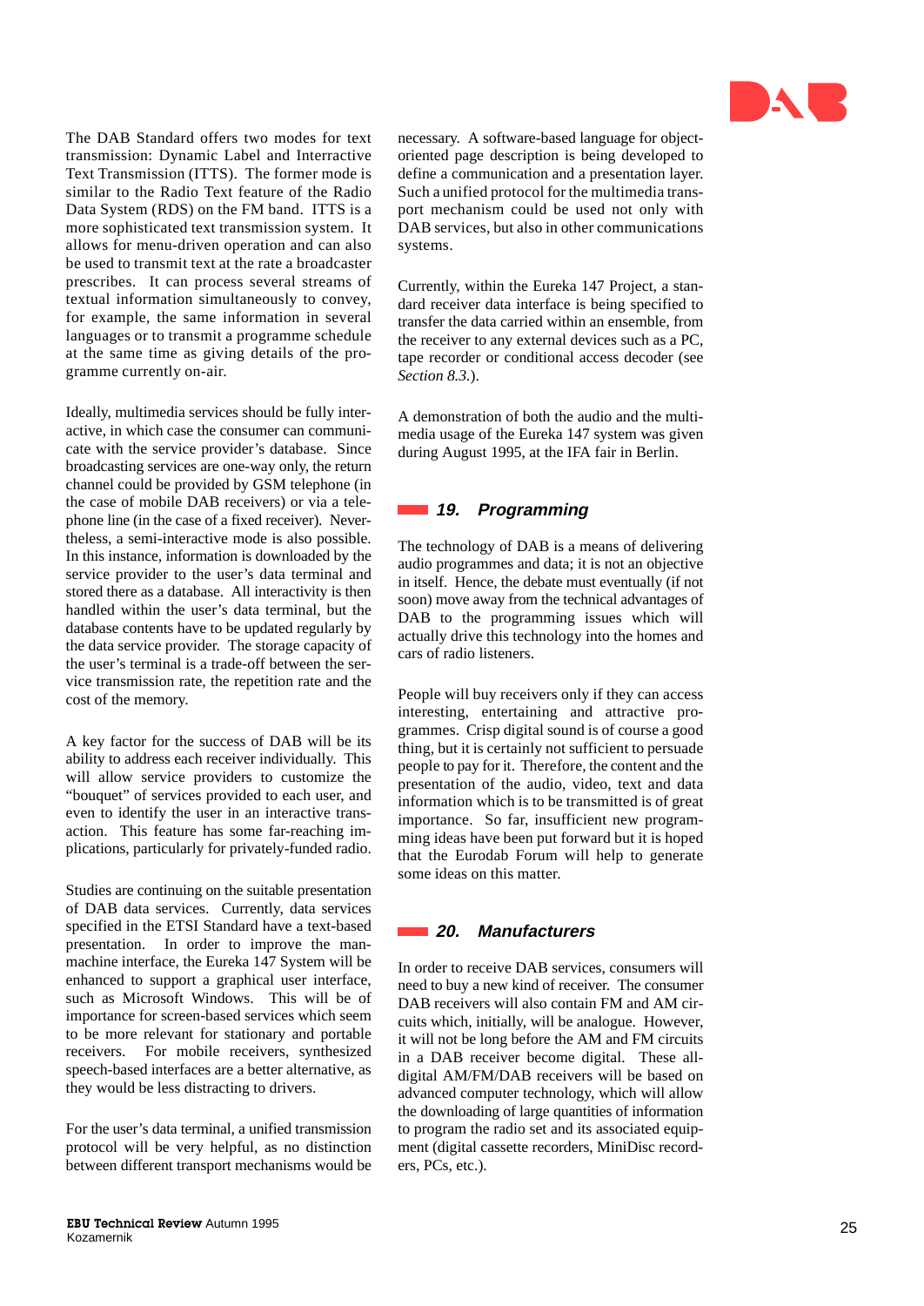The DAB Standard offers two modes for text transmission: Dynamic Label and Interractive Text Transmission (ITTS). The former mode is similar to the Radio Text feature of the Radio Data System (RDS) on the FM band. ITTS is a more sophisticated text transmission system. It allows for menu-driven operation and can also be used to transmit text at the rate a broadcaster prescribes. It can process several streams of textual information simultaneously to convey, for example, the same information in several languages or to transmit a programme schedule at the same time as giving details of the programme currently on-air.

Ideally, multimedia services should be fully interactive, in which case the consumer can communicate with the service provider's database. Since broadcasting services are one-way only, the return channel could be provided by GSM telephone (in the case of mobile DAB receivers) or via a telephone line (in the case of a fixed receiver). Nevertheless, a semi-interactive mode is also possible. In this instance, information is downloaded by the service provider to the user's data terminal and stored there as a database. All interactivity is then handled within the user's data terminal, but the database contents have to be updated regularly by the data service provider. The storage capacity of the user's terminal is a trade-off between the service transmission rate, the repetition rate and the cost of the memory.

A key factor for the success of DAB will be its ability to address each receiver individually. This will allow service providers to customize the "bouquet" of services provided to each user, and even to identify the user in an interactive transaction. This feature has some far-reaching implications, particularly for privately-funded radio.

Studies are continuing on the suitable presentation of DAB data services. Currently, data services specified in the ETSI Standard have a text-based presentation. In order to improve the man-machine interface, the Eureka 147 System will be enhanced to support a graphical user interface, such as Microsoft Windows. This will be of importance for screen-based services which seem to be more relevant for stationary and portable receivers. For mobile receivers, synthesized speech-based interfaces are a better alternative, as they would be less distracting to drivers.

For the user's data terminal, a unified transmission protocol will be very helpful, as no distinction between different transport mechanisms would be necessary. A software-based language for object-oriented page description is being developed to define a communication and a presentation layer. Such a unified protocol for the multimedia transport mechanism could be used not only with DAB services, but also in other communications systems.

Currently, within the Eureka 147 Project, a standard receiver data interface is being specified to transfer the data carried within an ensemble, from the receiver to any external devices such as a PC, tape recorder or conditional access decoder (see *Section 8.3.*).

A demonstration of both the audio and the multimedia usage of the Eureka 147 system was given during August 1995, at the IFA fair in Berlin.

## 19. Programming

The technology of DAB is a means of delivering audio programmes and data; it is not an objective in itself. Hence, the debate must eventually (if not soon) move away from the technical advantages of DAB to the programming issues which will actually drive this technology into the homes and cars of radio listeners.

People will buy receivers only if they can access interesting, entertaining and attractive programmes. Crisp digital sound is of course a good thing, but it is certainly not sufficient to persuade people to pay for it. Therefore, the content and the presentation of the audio, video, text and data information which is to be transmitted is of great importance. So far, insufficient new programming ideas have been put forward but it is hoped that the Eurodab Forum will help to generate some ideas on this matter.

## 20. Manufacturers

In order to receive DAB services, consumers will need to buy a new kind of receiver. The consumer DAB receivers will also contain FM and AM circuits which, initially, will be analogue. However, it will not be long before the AM and FM circuits in a DAB receiver become digital. These all-digital AM/FM/DAB receivers will be based on advanced computer technology, which will allow the downloading of large quantities of information to program the radio set and its associated equipment (digital cassette recorders, MiniDisc recorders, PCs, etc.).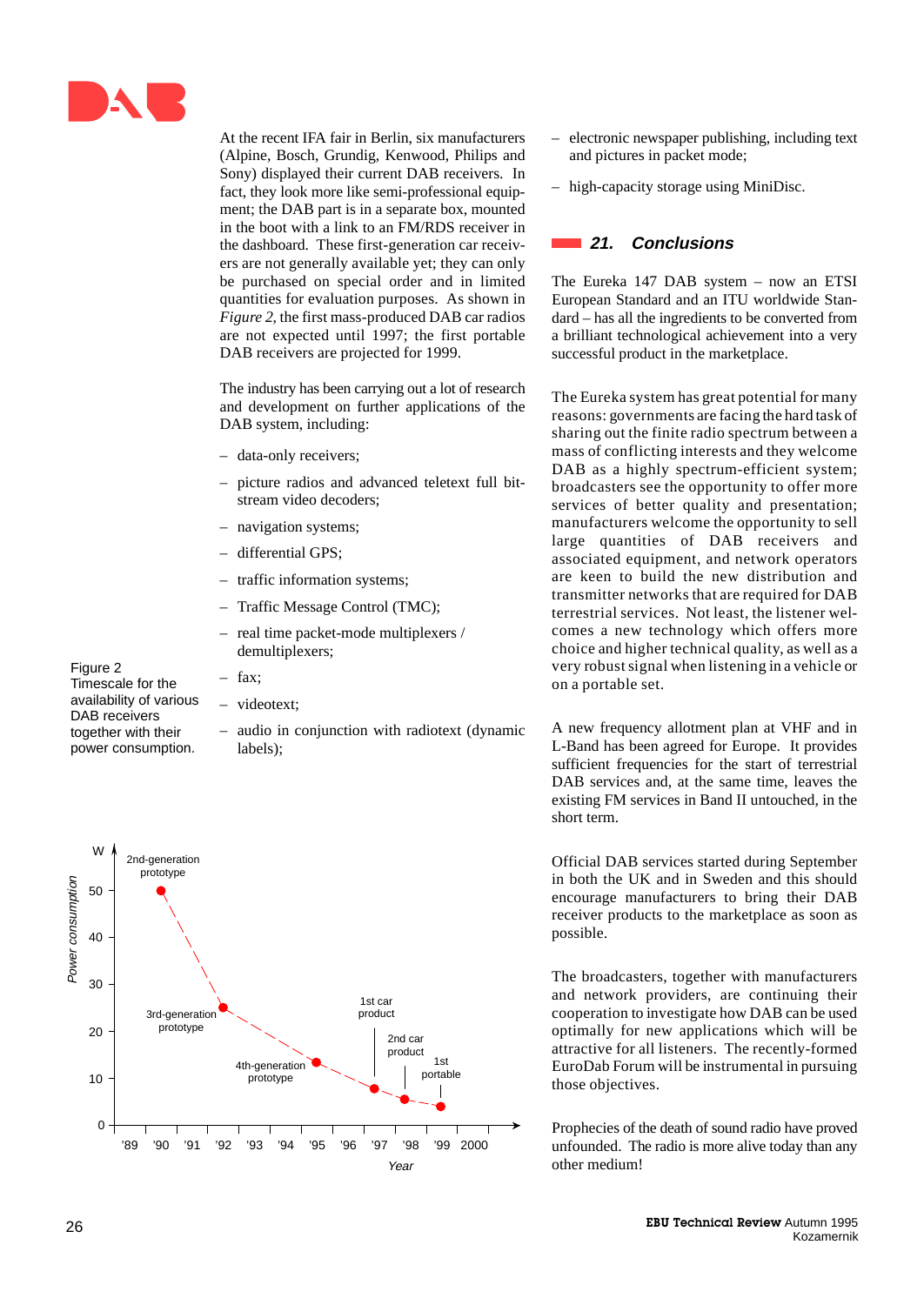At the recent IFA fair in Berlin, six manufacturers (Alpine, Bosch, Grundig, Kenwood, Philips and Sony) displayed their current DAB receivers. In fact, they look more like semi-professional equipment; the DAB part is in a separate box, mounted in the boot with a link to an FM/RDS receiver in the dashboard. These first-generation car receivers are not generally available yet; they can only be purchased on special order and in limited quantities for evaluation purposes. As shown in *Figure 2*, the first mass-produced DAB car radios are not expected until 1997; the first portable DAB receivers are projected for 1999.

The industry has been carrying out a lot of research and development on further applications of the DAB system, including:

– data-only receivers;
– picture radios and advanced teletext full bit-stream video decoders;
– navigation systems;
– differential GPS;
– traffic information systems;
– Traffic Message Control (TMC);
– real time packet-mode multiplexers / demultiplexers;
– fax;
– videotext;
– audio in conjunction with radiotext (dynamic labels);
– electronic newspaper publishing, including text and pictures in packet mode;
– high-capacity storage using MiniDisc.

Figure 2
Timescale for the availability of various DAB receivers together with their power consumption.

## 21. Conclusions

The Eureka 147 DAB system – now an ETSI European Standard and an ITU worldwide Standard – has all the ingredients to be converted from a brilliant technological achievement into a very successful product in the marketplace.

The Eureka system has great potential for many reasons: governments are facing the hard task of sharing out the finite radio spectrum between a mass of conflicting interests and they welcome DAB as a highly spectrum-efficient system; broadcasters see the opportunity to offer more services of better quality and presentation; manufacturers welcome the opportunity to sell large quantities of DAB receivers and associated equipment, and network operators are keen to build the new distribution and transmitter networks that are required for DAB terrestrial services. Not least, the listener welcomes a new technology which offers more choice and higher technical quality, as well as a very robust signal when listening in a vehicle or on a portable set.

A new frequency allotment plan at VHF and in L-Band has been agreed for Europe. It provides sufficient frequencies for the start of terrestrial DAB services and, at the same time, leaves the existing FM services in Band II untouched, in the short term.

Official DAB services started during September in both the UK and in Sweden and this should encourage manufacturers to bring their DAB receiver products to the marketplace as soon as possible.

The broadcasters, together with manufacturers and network providers, are continuing their cooperation to investigate how DAB can be used optimally for new applications which will be attractive for all listeners. The recently-formed EuroDab Forum will be instrumental in pursuing those objectives.

Prophecies of the death of sound radio have proved unfounded. The radio is more alive today than any other medium!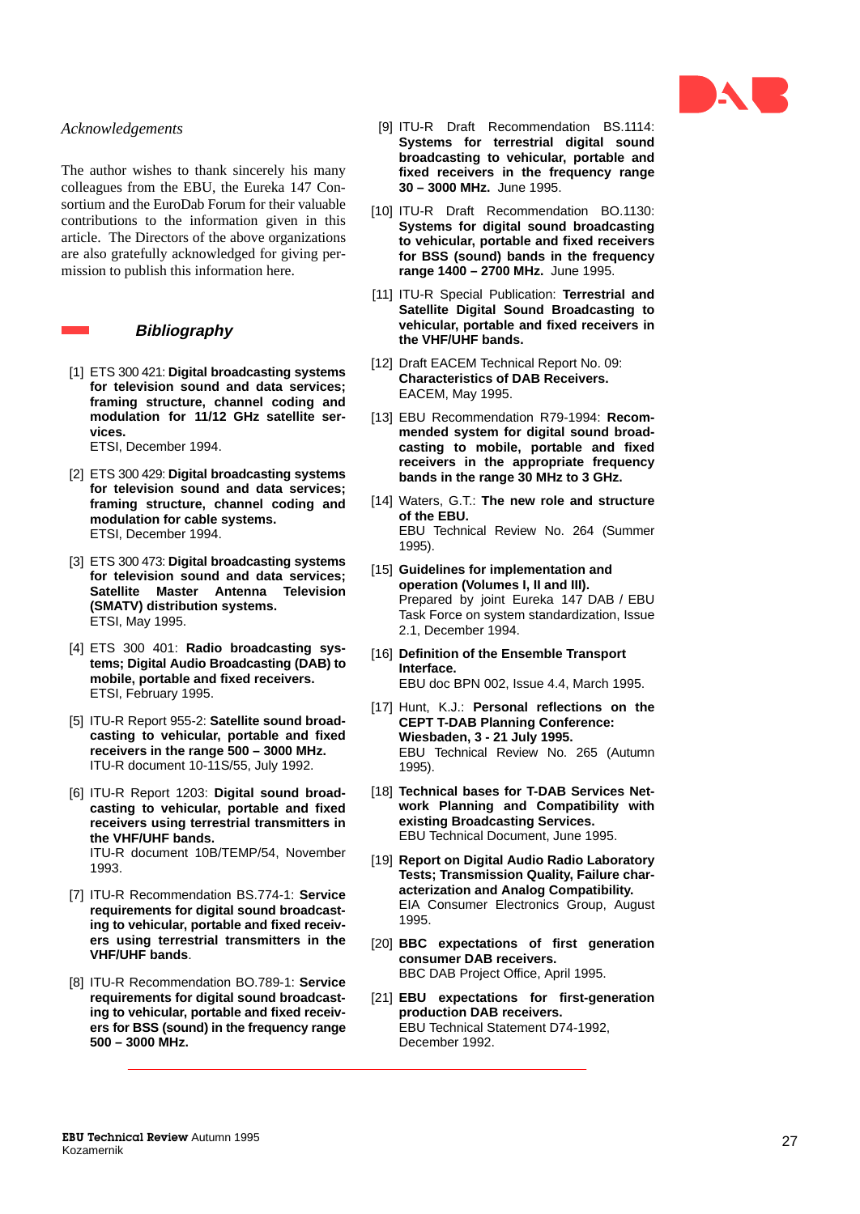*Acknowledgements*

The author wishes to thank sincerely his many colleagues from the EBU, the Eureka 147 Consortium and the EuroDab Forum for their valuable contributions to the information given in this article. The Directors of the above organizations are also gratefully acknowledged for giving permission to publish this information here.

## Bibliography

[1] ETS 300 421: **Digital broadcasting systems for television sound and data services; framing structure, channel coding and modulation for 11/12 GHz satellite services.**
ETSI, December 1994.

[2] ETS 300 429: **Digital broadcasting systems for television sound and data services; framing structure, channel coding and modulation for cable systems.**
ETSI, December 1994.

[3] ETS 300 473: **Digital broadcasting systems for television sound and data services; Satellite Master Antenna Television (SMATV) distribution systems.**
ETSI, May 1995.

[4] ETS 300 401: **Radio broadcasting systems; Digital Audio Broadcasting (DAB) to mobile, portable and fixed receivers.**
ETSI, February 1995.

[5] ITU-R Report 955-2: **Satellite sound broadcasting to vehicular, portable and fixed receivers in the range 500 – 3000 MHz.**
ITU-R document 10-11S/55, July 1992.

[6] ITU-R Report 1203: **Digital sound broadcasting to vehicular, portable and fixed receivers using terrestrial transmitters in the VHF/UHF bands.**
ITU-R document 10B/TEMP/54, November 1993.

[7] ITU-R Recommendation BS.774-1: **Service requirements for digital sound broadcasting to vehicular, portable and fixed receivers using terrestrial transmitters in the VHF/UHF bands**.

[8] ITU-R Recommendation BO.789-1: **Service requirements for digital sound broadcasting to vehicular, portable and fixed receivers for BSS (sound) in the frequency range 500 – 3000 MHz.**

[9] ITU-R Draft Recommendation BS.1114: **Systems for terrestrial digital sound broadcasting to vehicular, portable and fixed receivers in the frequency range 30 – 3000 MHz.** June 1995.

[10] ITU-R Draft Recommendation BO.1130: **Systems for digital sound broadcasting to vehicular, portable and fixed receivers for BSS (sound) bands in the frequency range 1400 – 2700 MHz.** June 1995.

[11] ITU-R Special Publication: **Terrestrial and Satellite Digital Sound Broadcasting to vehicular, portable and fixed receivers in the VHF/UHF bands.**

[12] Draft EACEM Technical Report No. 09: **Characteristics of DAB Receivers.**
EACEM, May 1995.

[13] EBU Recommendation R79-1994: **Recommended system for digital sound broadcasting to mobile, portable and fixed receivers in the appropriate frequency bands in the range 30 MHz to 3 GHz.**

[14] Waters, G.T.: **The new role and structure of the EBU.**
EBU Technical Review No. 264 (Summer 1995).

[15] **Guidelines for implementation and operation (Volumes I, II and III).**
Prepared by joint Eureka 147 DAB / EBU Task Force on system standardization, Issue 2.1, December 1994.

[16] **Definition of the Ensemble Transport Interface.**
EBU doc BPN 002, Issue 4.4, March 1995.

[17] Hunt, K.J.: **Personal reflections on the CEPT T-DAB Planning Conference: Wiesbaden, 3 - 21 July 1995.**
EBU Technical Review No. 265 (Autumn 1995).

[18] **Technical bases for T-DAB Services Network Planning and Compatibility with existing Broadcasting Services.**
EBU Technical Document, June 1995.

[19] **Report on Digital Audio Radio Laboratory Tests; Transmission Quality, Failure characterization and Analog Compatibility.**
EIA Consumer Electronics Group, August 1995.

[20] **BBC expectations of first generation consumer DAB receivers.**
BBC DAB Project Office, April 1995.

[21] **EBU expectations for first-generation production DAB receivers.**
EBU Technical Statement D74-1992, December 1992.